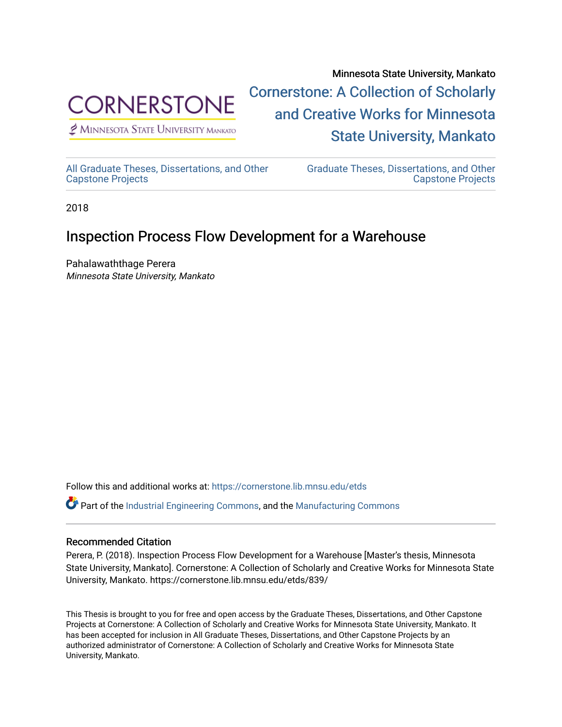Minnesota State University, Mankato

CORNERSTONE
Minnesota State University Mankato

Cornerstone: A Collection of Scholarly and Creative Works for Minnesota State University, Mankato

All Graduate Theses, Dissertations, and Other Capstone Projects

Graduate Theses, Dissertations, and Other Capstone Projects

2018

# Inspection Process Flow Development for a Warehouse

Pahalawaththage Perera
*Minnesota State University, Mankato*

Follow this and additional works at: https://cornerstone.lib.mnsu.edu/etds

Part of the Industrial Engineering Commons, and the Manufacturing Commons

## Recommended Citation

Perera, P. (2018). Inspection Process Flow Development for a Warehouse [Master's thesis, Minnesota State University, Mankato]. Cornerstone: A Collection of Scholarly and Creative Works for Minnesota State University, Mankato. https://cornerstone.lib.mnsu.edu/etds/839/

This Thesis is brought to you for free and open access by the Graduate Theses, Dissertations, and Other Capstone Projects at Cornerstone: A Collection of Scholarly and Creative Works for Minnesota State University, Mankato. It has been accepted for inclusion in All Graduate Theses, Dissertations, and Other Capstone Projects by an authorized administrator of Cornerstone: A Collection of Scholarly and Creative Works for Minnesota State University, Mankato.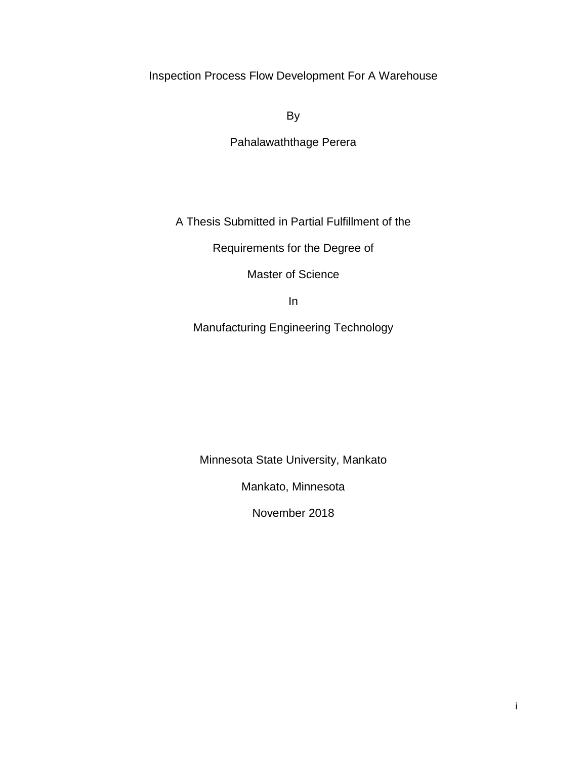# Inspection Process Flow Development For A Warehouse

By

Pahalawaththage Perera

A Thesis Submitted in Partial Fulfillment of the

Requirements for the Degree of

Master of Science

In

Manufacturing Engineering Technology

Minnesota State University, Mankato

Mankato, Minnesota

November 2018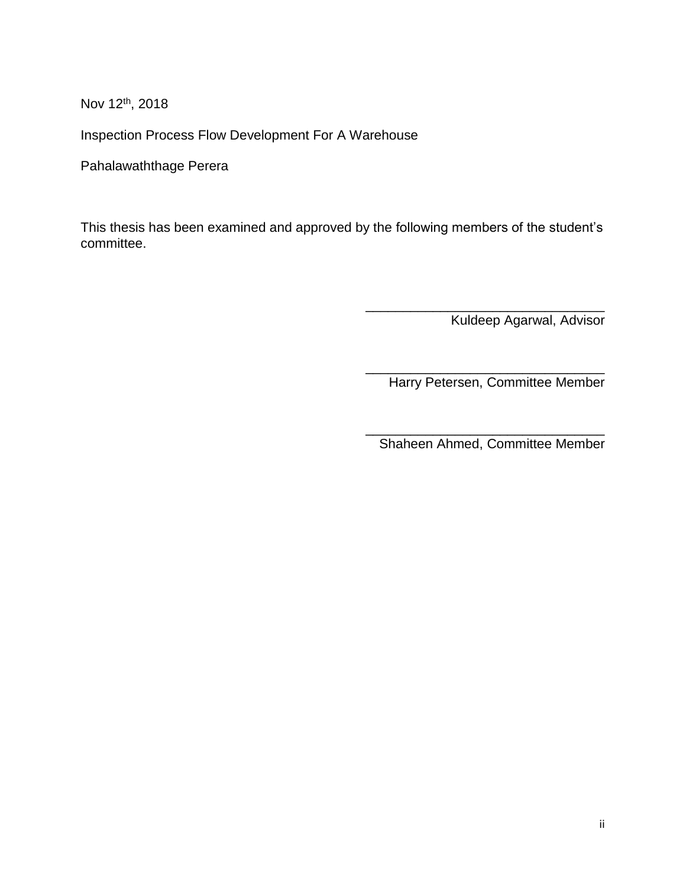Nov 12th, 2018

Inspection Process Flow Development For A Warehouse

Pahalawaththage Perera

This thesis has been examined and approved by the following members of the student's committee.

\_\_\_\_\_\_\_\_\_\_\_\_\_\_\_\_\_\_\_\_\_\_\_\_\_\_\_\_\_\_\_\_
Kuldeep Agarwal, Advisor

\_\_\_\_\_\_\_\_\_\_\_\_\_\_\_\_\_\_\_\_\_\_\_\_\_\_\_\_\_\_\_\_
Harry Petersen, Committee Member

\_\_\_\_\_\_\_\_\_\_\_\_\_\_\_\_\_\_\_\_\_\_\_\_\_\_\_\_\_\_\_\_
Shaheen Ahmed, Committee Member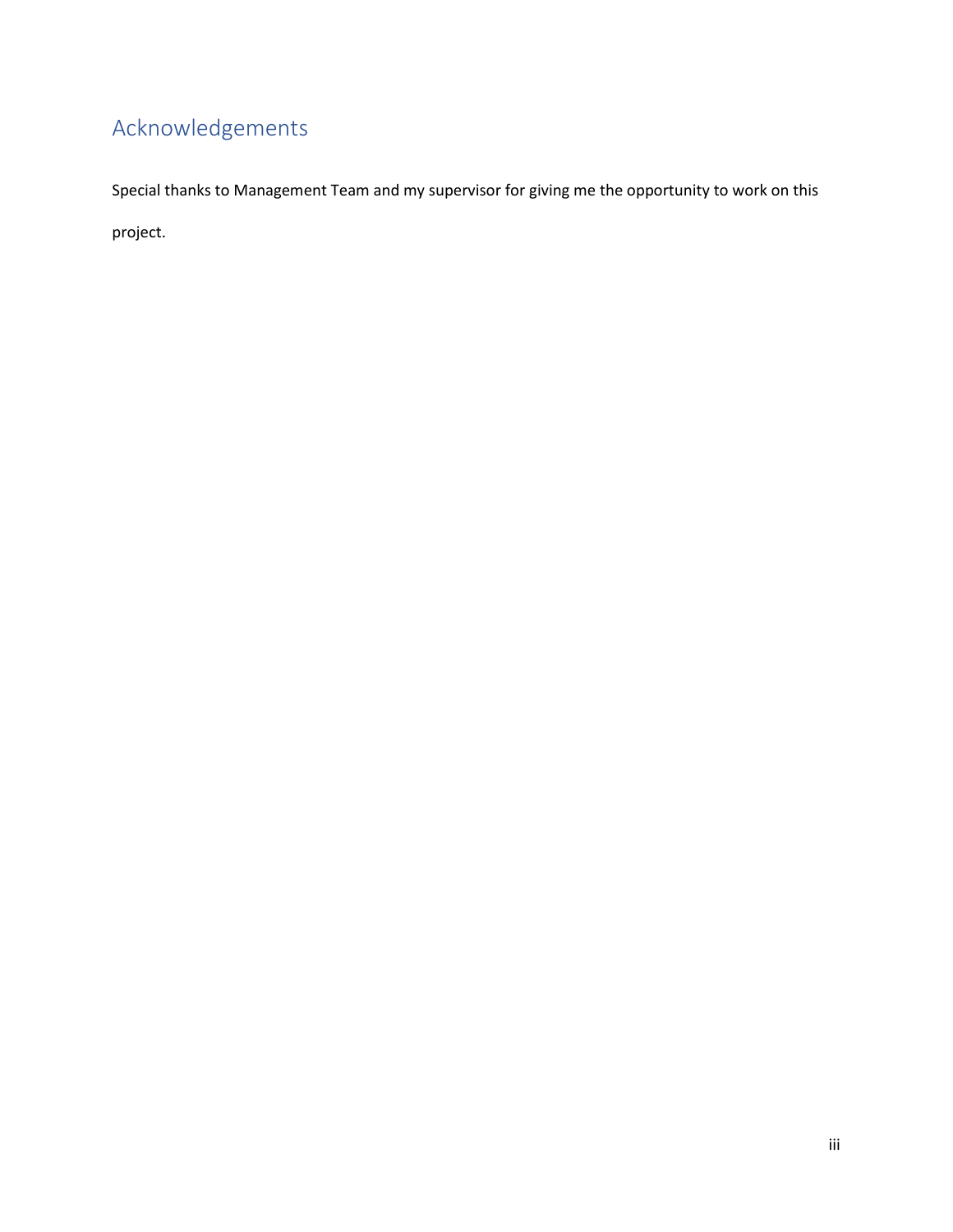# Acknowledgements

Special thanks to Management Team and my supervisor for giving me the opportunity to work on this project.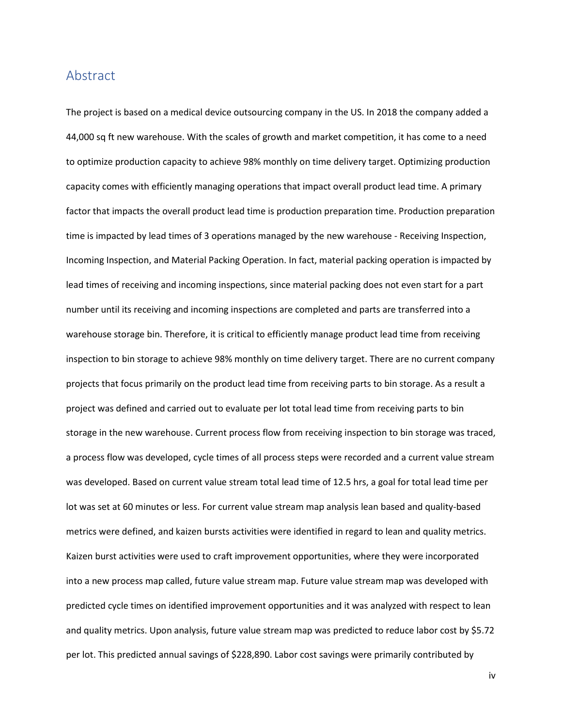## Abstract

The project is based on a medical device outsourcing company in the US. In 2018 the company added a 44,000 sq ft new warehouse. With the scales of growth and market competition, it has come to a need to optimize production capacity to achieve 98% monthly on time delivery target. Optimizing production capacity comes with efficiently managing operations that impact overall product lead time. A primary factor that impacts the overall product lead time is production preparation time. Production preparation time is impacted by lead times of 3 operations managed by the new warehouse - Receiving Inspection, Incoming Inspection, and Material Packing Operation. In fact, material packing operation is impacted by lead times of receiving and incoming inspections, since material packing does not even start for a part number until its receiving and incoming inspections are completed and parts are transferred into a warehouse storage bin. Therefore, it is critical to efficiently manage product lead time from receiving inspection to bin storage to achieve 98% monthly on time delivery target. There are no current company projects that focus primarily on the product lead time from receiving parts to bin storage. As a result a project was defined and carried out to evaluate per lot total lead time from receiving parts to bin storage in the new warehouse. Current process flow from receiving inspection to bin storage was traced, a process flow was developed, cycle times of all process steps were recorded and a current value stream was developed. Based on current value stream total lead time of 12.5 hrs, a goal for total lead time per lot was set at 60 minutes or less. For current value stream map analysis lean based and quality-based metrics were defined, and kaizen bursts activities were identified in regard to lean and quality metrics. Kaizen burst activities were used to craft improvement opportunities, where they were incorporated into a new process map called, future value stream map. Future value stream map was developed with predicted cycle times on identified improvement opportunities and it was analyzed with respect to lean and quality metrics. Upon analysis, future value stream map was predicted to reduce labor cost by $5.72 per lot. This predicted annual savings of $228,890. Labor cost savings were primarily contributed by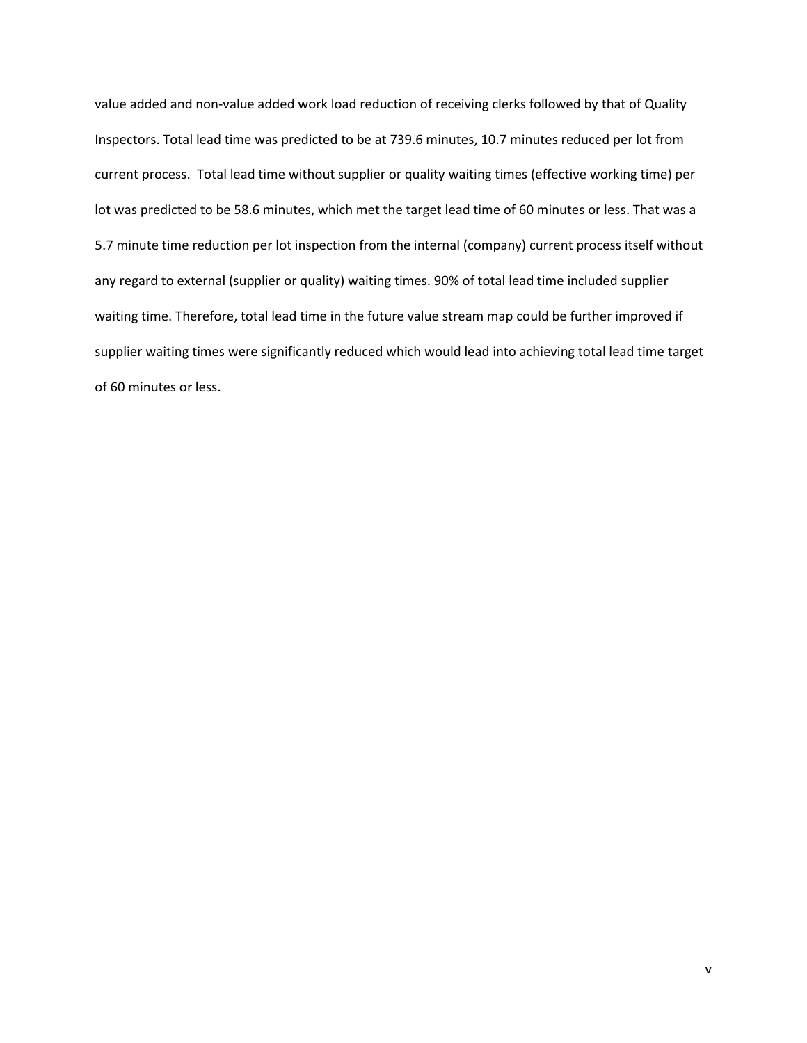value added and non-value added work load reduction of receiving clerks followed by that of Quality Inspectors. Total lead time was predicted to be at 739.6 minutes, 10.7 minutes reduced per lot from current process. Total lead time without supplier or quality waiting times (effective working time) per lot was predicted to be 58.6 minutes, which met the target lead time of 60 minutes or less. That was a 5.7 minute time reduction per lot inspection from the internal (company) current process itself without any regard to external (supplier or quality) waiting times. 90% of total lead time included supplier waiting time. Therefore, total lead time in the future value stream map could be further improved if supplier waiting times were significantly reduced which would lead into achieving total lead time target of 60 minutes or less.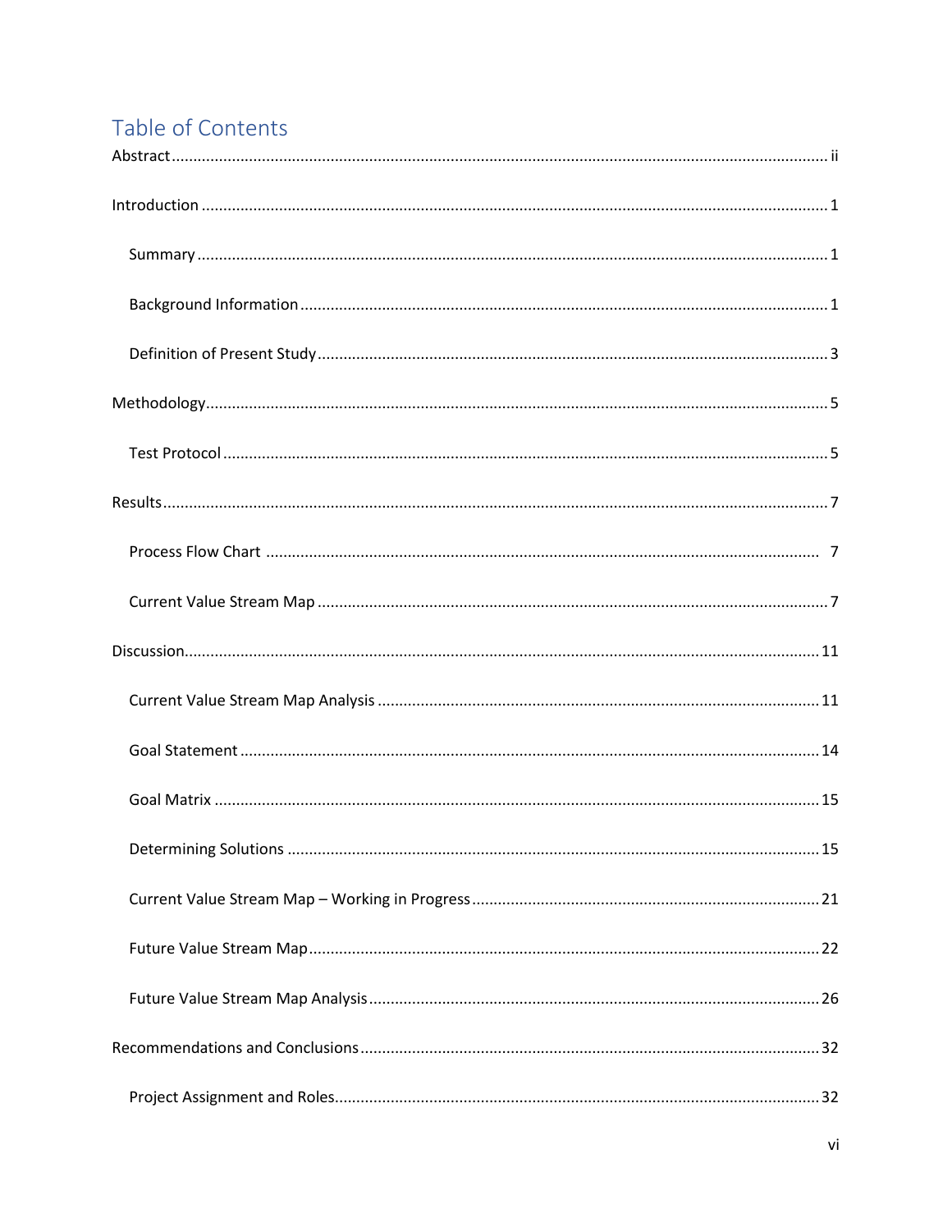# Table of Contents

Abstract ........................................................................................................................................ ii

Introduction ................................................................................................................................. 1

  Summary ................................................................................................................................. 1

  Background Information .......................................................................................................... 1

  Definition of Present Study ...................................................................................................... 3

Methodology ................................................................................................................................ 5

  Test Protocol ........................................................................................................................... 5

Results .......................................................................................................................................... 7

  Process Flow Chart .................................................................................................................. 7

  Current Value Stream Map ...................................................................................................... 7

Discussion ................................................................................................................................... 11

  Current Value Stream Map Analysis ...................................................................................... 11

  Goal Statement ...................................................................................................................... 14

  Goal Matrix ............................................................................................................................ 15

  Determining Solutions ........................................................................................................... 15

  Current Value Stream Map – Working in Progress ................................................................ 21

  Future Value Stream Map ...................................................................................................... 22

  Future Value Stream Map Analysis ........................................................................................ 26

Recommendations and Conclusions .......................................................................................... 32

  Project Assignment and Roles ................................................................................................ 32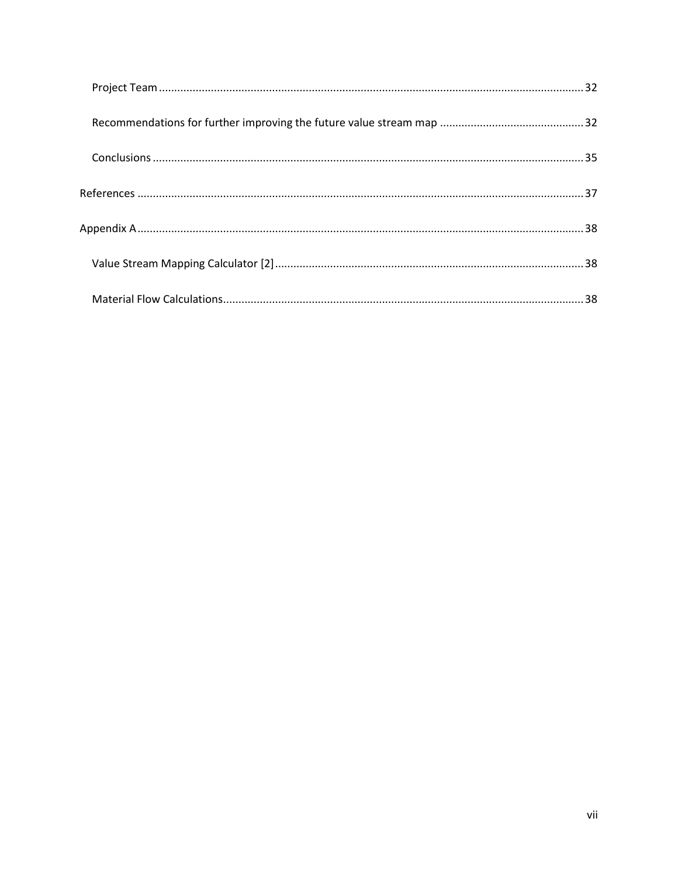Project Team ..... 32

Recommendations for further improving the future value stream map ..... 32

Conclusions ..... 35

References ..... 37

Appendix A ..... 38

Value Stream Mapping Calculator [2] ..... 38

Material Flow Calculations ..... 38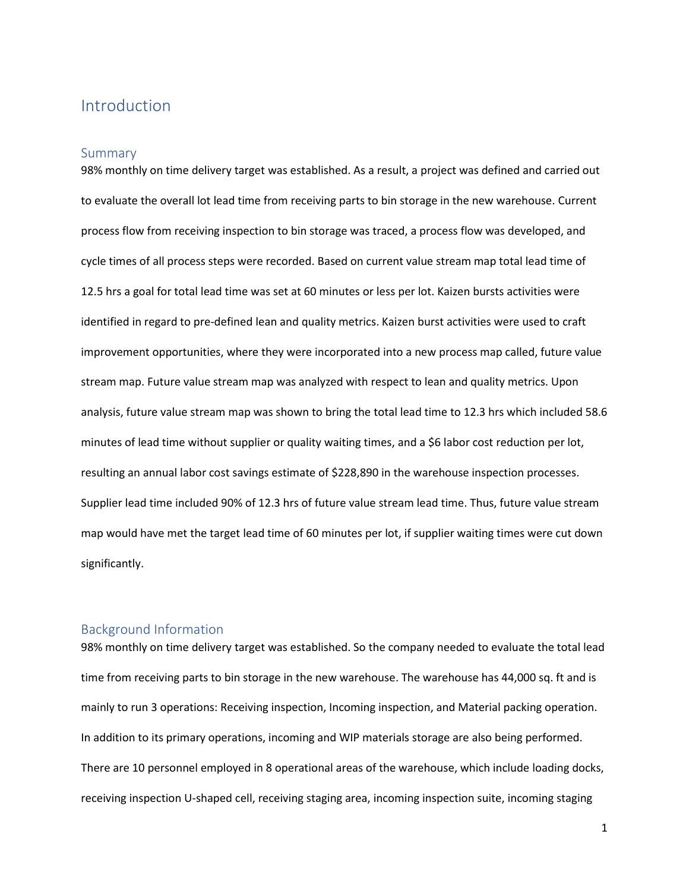# Introduction

## Summary

98% monthly on time delivery target was established. As a result, a project was defined and carried out to evaluate the overall lot lead time from receiving parts to bin storage in the new warehouse. Current process flow from receiving inspection to bin storage was traced, a process flow was developed, and cycle times of all process steps were recorded. Based on current value stream map total lead time of 12.5 hrs a goal for total lead time was set at 60 minutes or less per lot. Kaizen bursts activities were identified in regard to pre-defined lean and quality metrics. Kaizen burst activities were used to craft improvement opportunities, where they were incorporated into a new process map called, future value stream map. Future value stream map was analyzed with respect to lean and quality metrics. Upon analysis, future value stream map was shown to bring the total lead time to 12.3 hrs which included 58.6 minutes of lead time without supplier or quality waiting times, and a $6 labor cost reduction per lot, resulting an annual labor cost savings estimate of $228,890 in the warehouse inspection processes. Supplier lead time included 90% of 12.3 hrs of future value stream lead time. Thus, future value stream map would have met the target lead time of 60 minutes per lot, if supplier waiting times were cut down significantly.

## Background Information

98% monthly on time delivery target was established. So the company needed to evaluate the total lead time from receiving parts to bin storage in the new warehouse. The warehouse has 44,000 sq. ft and is mainly to run 3 operations: Receiving inspection, Incoming inspection, and Material packing operation. In addition to its primary operations, incoming and WIP materials storage are also being performed. There are 10 personnel employed in 8 operational areas of the warehouse, which include loading docks, receiving inspection U-shaped cell, receiving staging area, incoming inspection suite, incoming staging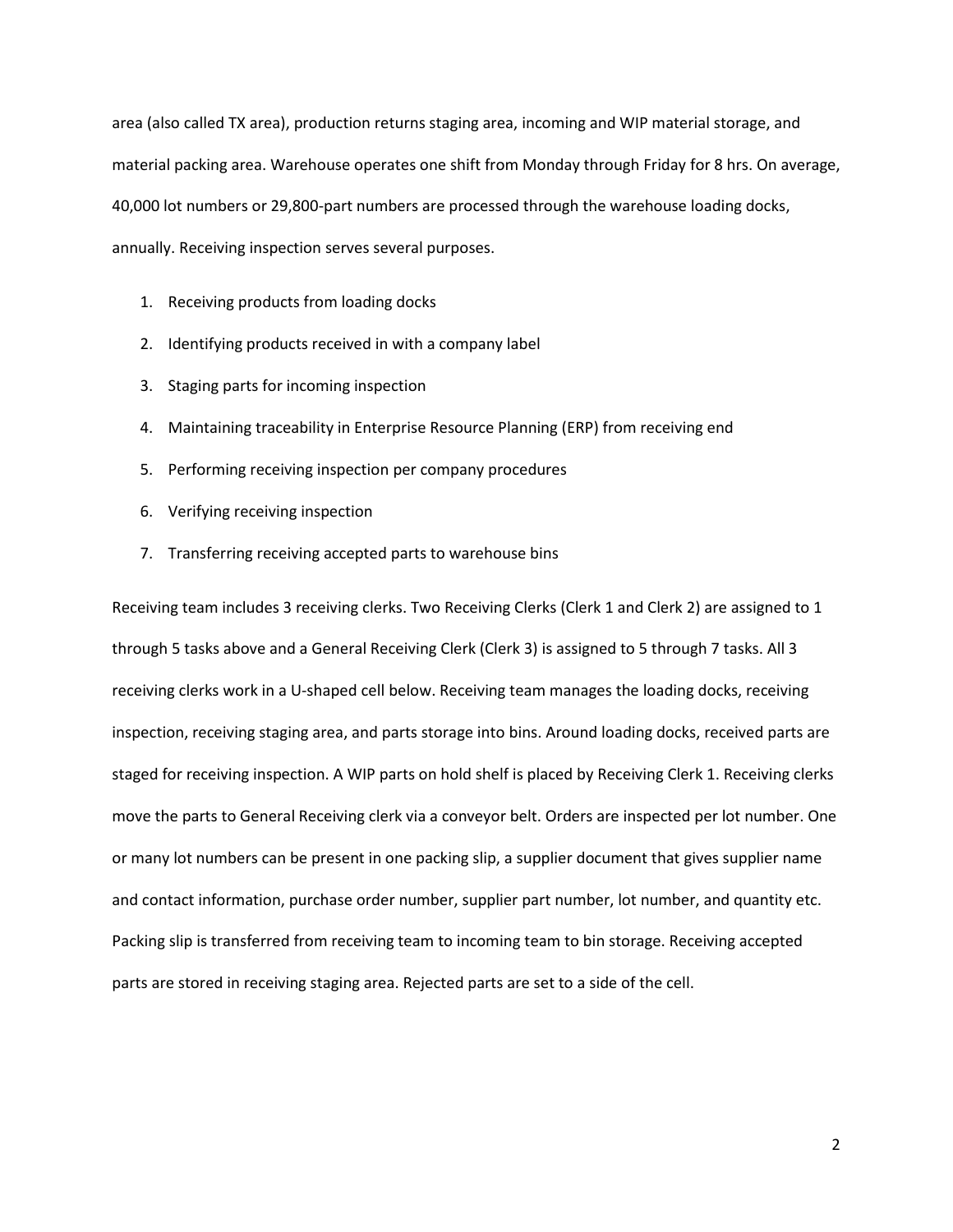area (also called TX area), production returns staging area, incoming and WIP material storage, and material packing area. Warehouse operates one shift from Monday through Friday for 8 hrs. On average, 40,000 lot numbers or 29,800-part numbers are processed through the warehouse loading docks, annually. Receiving inspection serves several purposes.

1. Receiving products from loading docks
2. Identifying products received in with a company label
3. Staging parts for incoming inspection
4. Maintaining traceability in Enterprise Resource Planning (ERP) from receiving end
5. Performing receiving inspection per company procedures
6. Verifying receiving inspection
7. Transferring receiving accepted parts to warehouse bins

Receiving team includes 3 receiving clerks. Two Receiving Clerks (Clerk 1 and Clerk 2) are assigned to 1 through 5 tasks above and a General Receiving Clerk (Clerk 3) is assigned to 5 through 7 tasks. All 3 receiving clerks work in a U-shaped cell below. Receiving team manages the loading docks, receiving inspection, receiving staging area, and parts storage into bins. Around loading docks, received parts are staged for receiving inspection. A WIP parts on hold shelf is placed by Receiving Clerk 1. Receiving clerks move the parts to General Receiving clerk via a conveyor belt. Orders are inspected per lot number. One or many lot numbers can be present in one packing slip, a supplier document that gives supplier name and contact information, purchase order number, supplier part number, lot number, and quantity etc. Packing slip is transferred from receiving team to incoming team to bin storage. Receiving accepted parts are stored in receiving staging area. Rejected parts are set to a side of the cell.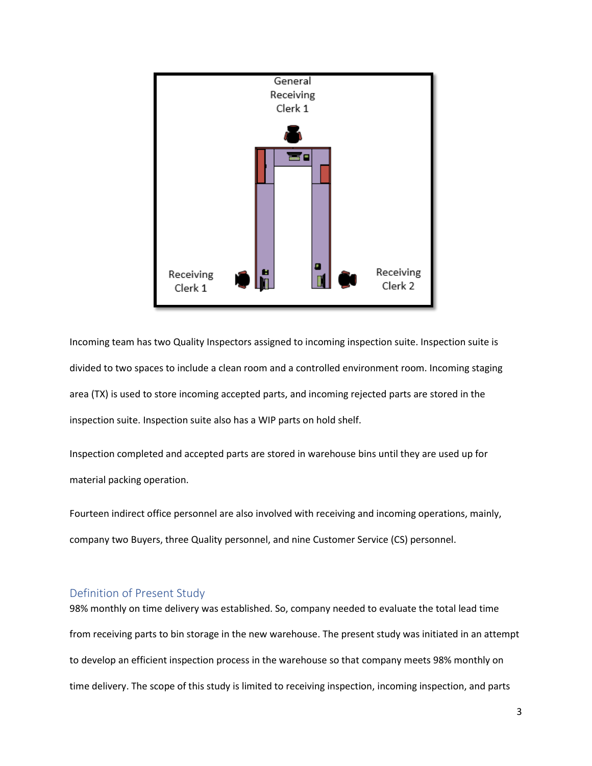Incoming team has two Quality Inspectors assigned to incoming inspection suite. Inspection suite is divided to two spaces to include a clean room and a controlled environment room. Incoming staging area (TX) is used to store incoming accepted parts, and incoming rejected parts are stored in the inspection suite. Inspection suite also has a WIP parts on hold shelf.

Inspection completed and accepted parts are stored in warehouse bins until they are used up for material packing operation.

Fourteen indirect office personnel are also involved with receiving and incoming operations, mainly, company two Buyers, three Quality personnel, and nine Customer Service (CS) personnel.

## Definition of Present Study

98% monthly on time delivery was established. So, company needed to evaluate the total lead time from receiving parts to bin storage in the new warehouse. The present study was initiated in an attempt to develop an efficient inspection process in the warehouse so that company meets 98% monthly on time delivery. The scope of this study is limited to receiving inspection, incoming inspection, and parts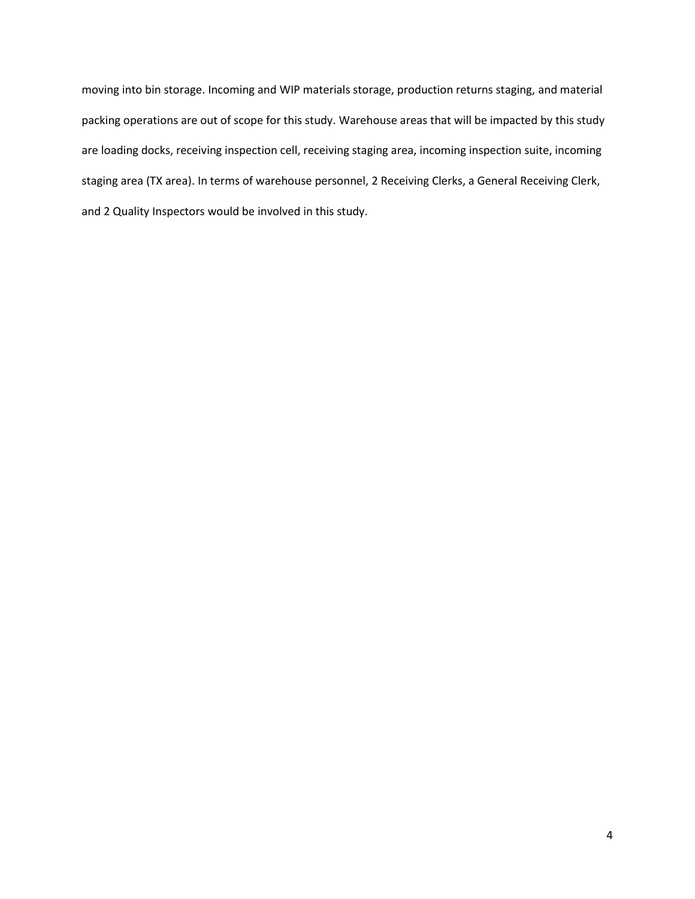moving into bin storage. Incoming and WIP materials storage, production returns staging, and material packing operations are out of scope for this study. Warehouse areas that will be impacted by this study are loading docks, receiving inspection cell, receiving staging area, incoming inspection suite, incoming staging area (TX area). In terms of warehouse personnel, 2 Receiving Clerks, a General Receiving Clerk, and 2 Quality Inspectors would be involved in this study.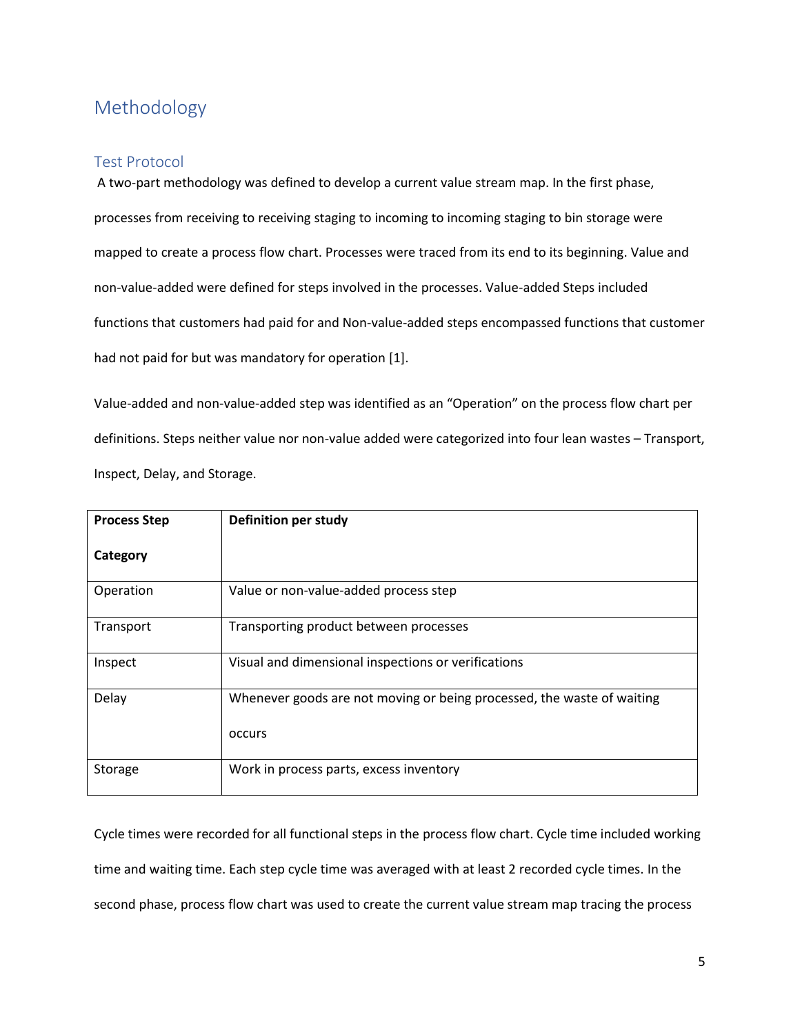# Methodology

## Test Protocol

A two-part methodology was defined to develop a current value stream map. In the first phase, processes from receiving to receiving staging to incoming to incoming staging to bin storage were mapped to create a process flow chart. Processes were traced from its end to its beginning. Value and non-value-added were defined for steps involved in the processes. Value-added Steps included functions that customers had paid for and Non-value-added steps encompassed functions that customer had not paid for but was mandatory for operation [1].

Value-added and non-value-added step was identified as an "Operation" on the process flow chart per definitions. Steps neither value nor non-value added were categorized into four lean wastes – Transport, Inspect, Delay, and Storage.

| **Process Step Category** | **Definition per study** |
| --- | --- |
| Operation | Value or non-value-added process step |
| Transport | Transporting product between processes |
| Inspect | Visual and dimensional inspections or verifications |
| Delay | Whenever goods are not moving or being processed, the waste of waiting occurs |
| Storage | Work in process parts, excess inventory |

Cycle times were recorded for all functional steps in the process flow chart. Cycle time included working time and waiting time. Each step cycle time was averaged with at least 2 recorded cycle times. In the second phase, process flow chart was used to create the current value stream map tracing the process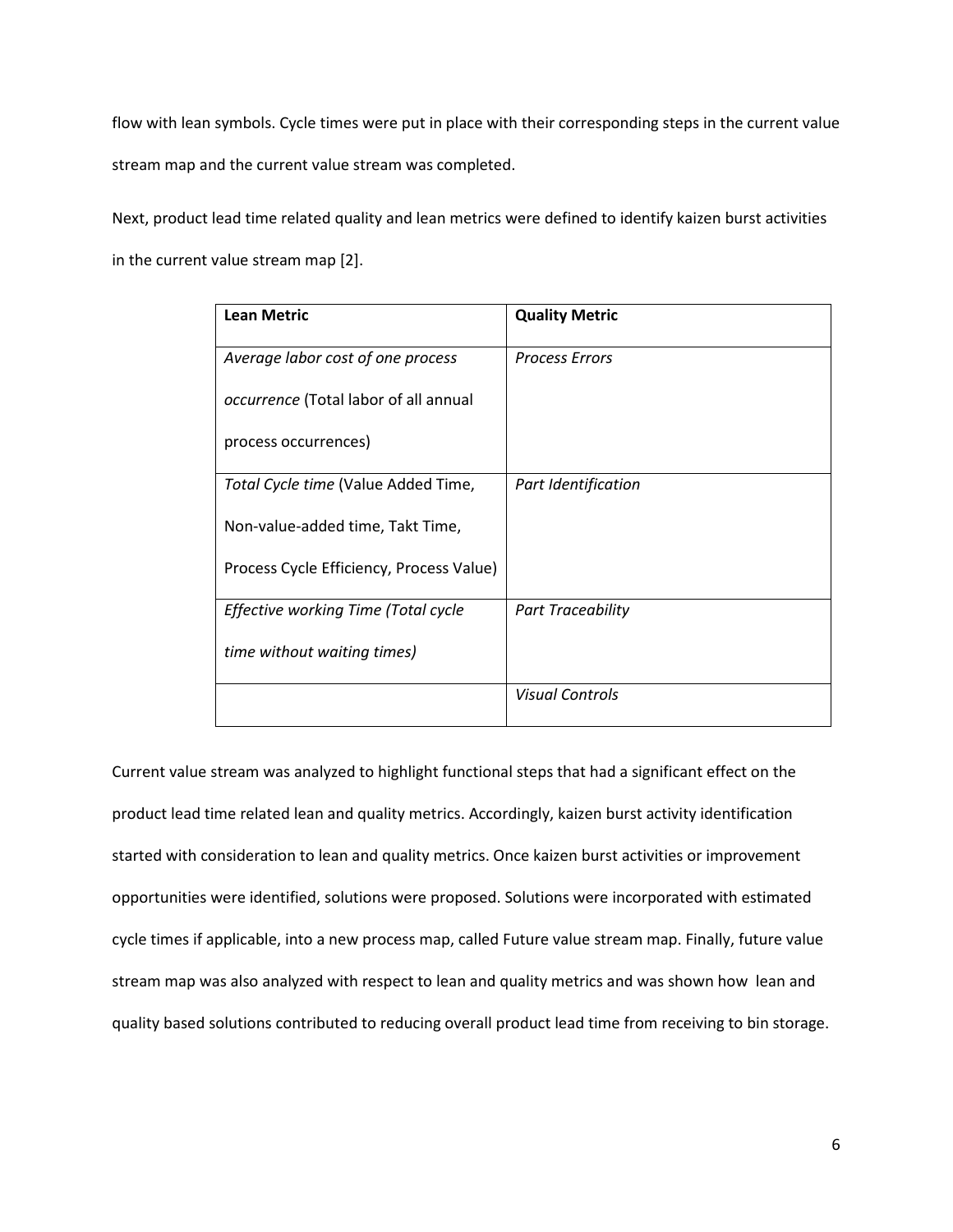flow with lean symbols. Cycle times were put in place with their corresponding steps in the current value stream map and the current value stream was completed.

Next, product lead time related quality and lean metrics were defined to identify kaizen burst activities in the current value stream map [2].

| **Lean Metric** | **Quality Metric** |
| --- | --- |
| *Average labor cost of one process occurrence* (Total labor of all annual process occurrences) | *Process Errors* |
| *Total Cycle time* (Value Added Time, Non-value-added time, Takt Time, Process Cycle Efficiency, Process Value) | *Part Identification* |
| *Effective working Time (Total cycle time without waiting times)* | *Part Traceability* |
| | *Visual Controls* |

Current value stream was analyzed to highlight functional steps that had a significant effect on the product lead time related lean and quality metrics. Accordingly, kaizen burst activity identification started with consideration to lean and quality metrics. Once kaizen burst activities or improvement opportunities were identified, solutions were proposed. Solutions were incorporated with estimated cycle times if applicable, into a new process map, called Future value stream map. Finally, future value stream map was also analyzed with respect to lean and quality metrics and was shown how lean and quality based solutions contributed to reducing overall product lead time from receiving to bin storage.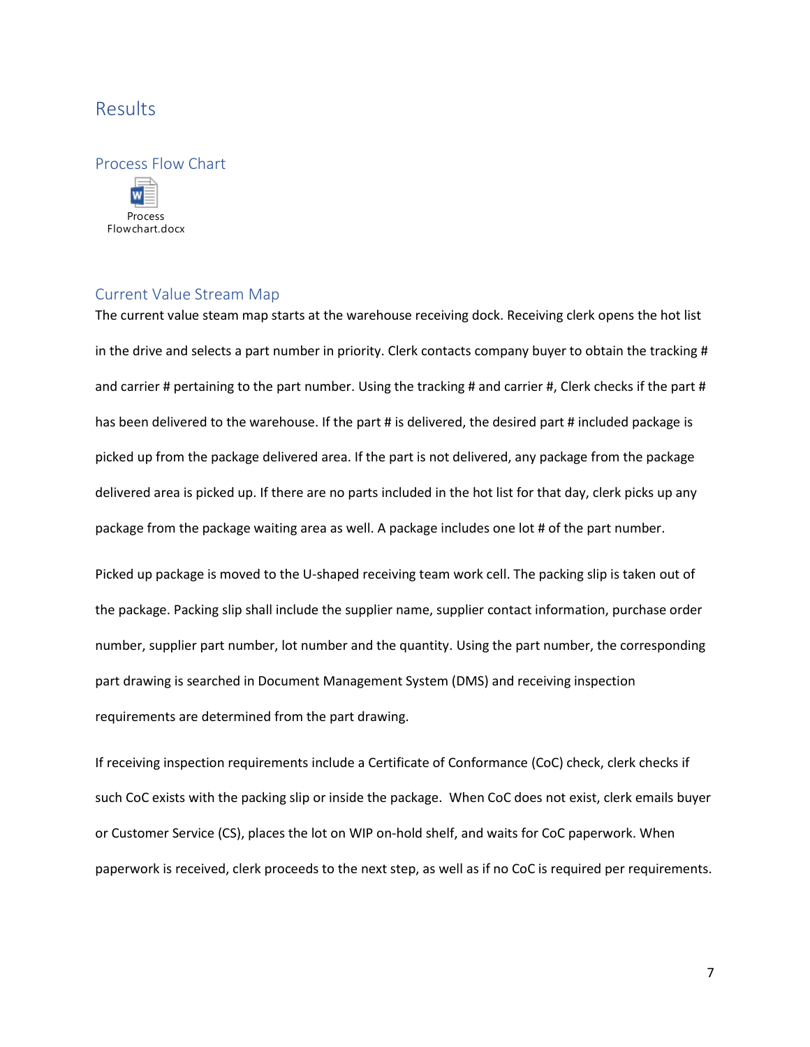# Results

## Process Flow Chart

Process Flowchart.docx

## Current Value Stream Map

The current value steam map starts at the warehouse receiving dock. Receiving clerk opens the hot list in the drive and selects a part number in priority. Clerk contacts company buyer to obtain the tracking # and carrier # pertaining to the part number. Using the tracking # and carrier #, Clerk checks if the part # has been delivered to the warehouse. If the part # is delivered, the desired part # included package is picked up from the package delivered area. If the part is not delivered, any package from the package delivered area is picked up. If there are no parts included in the hot list for that day, clerk picks up any package from the package waiting area as well. A package includes one lot # of the part number.

Picked up package is moved to the U-shaped receiving team work cell. The packing slip is taken out of the package. Packing slip shall include the supplier name, supplier contact information, purchase order number, supplier part number, lot number and the quantity. Using the part number, the corresponding part drawing is searched in Document Management System (DMS) and receiving inspection requirements are determined from the part drawing.

If receiving inspection requirements include a Certificate of Conformance (CoC) check, clerk checks if such CoC exists with the packing slip or inside the package. When CoC does not exist, clerk emails buyer or Customer Service (CS), places the lot on WIP on-hold shelf, and waits for CoC paperwork. When paperwork is received, clerk proceeds to the next step, as well as if no CoC is required per requirements.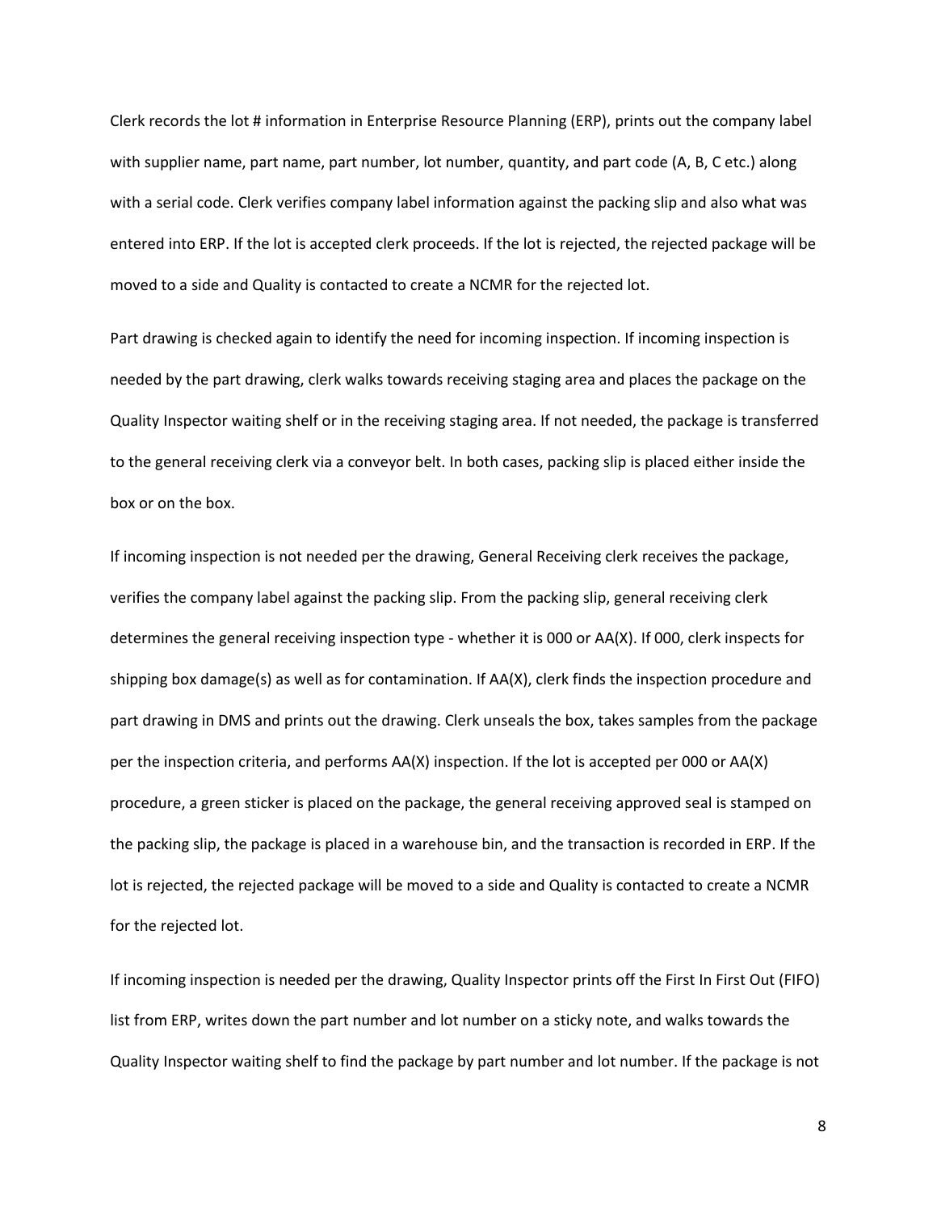Clerk records the lot # information in Enterprise Resource Planning (ERP), prints out the company label with supplier name, part name, part number, lot number, quantity, and part code (A, B, C etc.) along with a serial code. Clerk verifies company label information against the packing slip and also what was entered into ERP. If the lot is accepted clerk proceeds. If the lot is rejected, the rejected package will be moved to a side and Quality is contacted to create a NCMR for the rejected lot.

Part drawing is checked again to identify the need for incoming inspection. If incoming inspection is needed by the part drawing, clerk walks towards receiving staging area and places the package on the Quality Inspector waiting shelf or in the receiving staging area. If not needed, the package is transferred to the general receiving clerk via a conveyor belt. In both cases, packing slip is placed either inside the box or on the box.

If incoming inspection is not needed per the drawing, General Receiving clerk receives the package, verifies the company label against the packing slip. From the packing slip, general receiving clerk determines the general receiving inspection type - whether it is 000 or AA(X). If 000, clerk inspects for shipping box damage(s) as well as for contamination. If AA(X), clerk finds the inspection procedure and part drawing in DMS and prints out the drawing. Clerk unseals the box, takes samples from the package per the inspection criteria, and performs AA(X) inspection. If the lot is accepted per 000 or AA(X) procedure, a green sticker is placed on the package, the general receiving approved seal is stamped on the packing slip, the package is placed in a warehouse bin, and the transaction is recorded in ERP. If the lot is rejected, the rejected package will be moved to a side and Quality is contacted to create a NCMR for the rejected lot.

If incoming inspection is needed per the drawing, Quality Inspector prints off the First In First Out (FIFO) list from ERP, writes down the part number and lot number on a sticky note, and walks towards the Quality Inspector waiting shelf to find the package by part number and lot number. If the package is not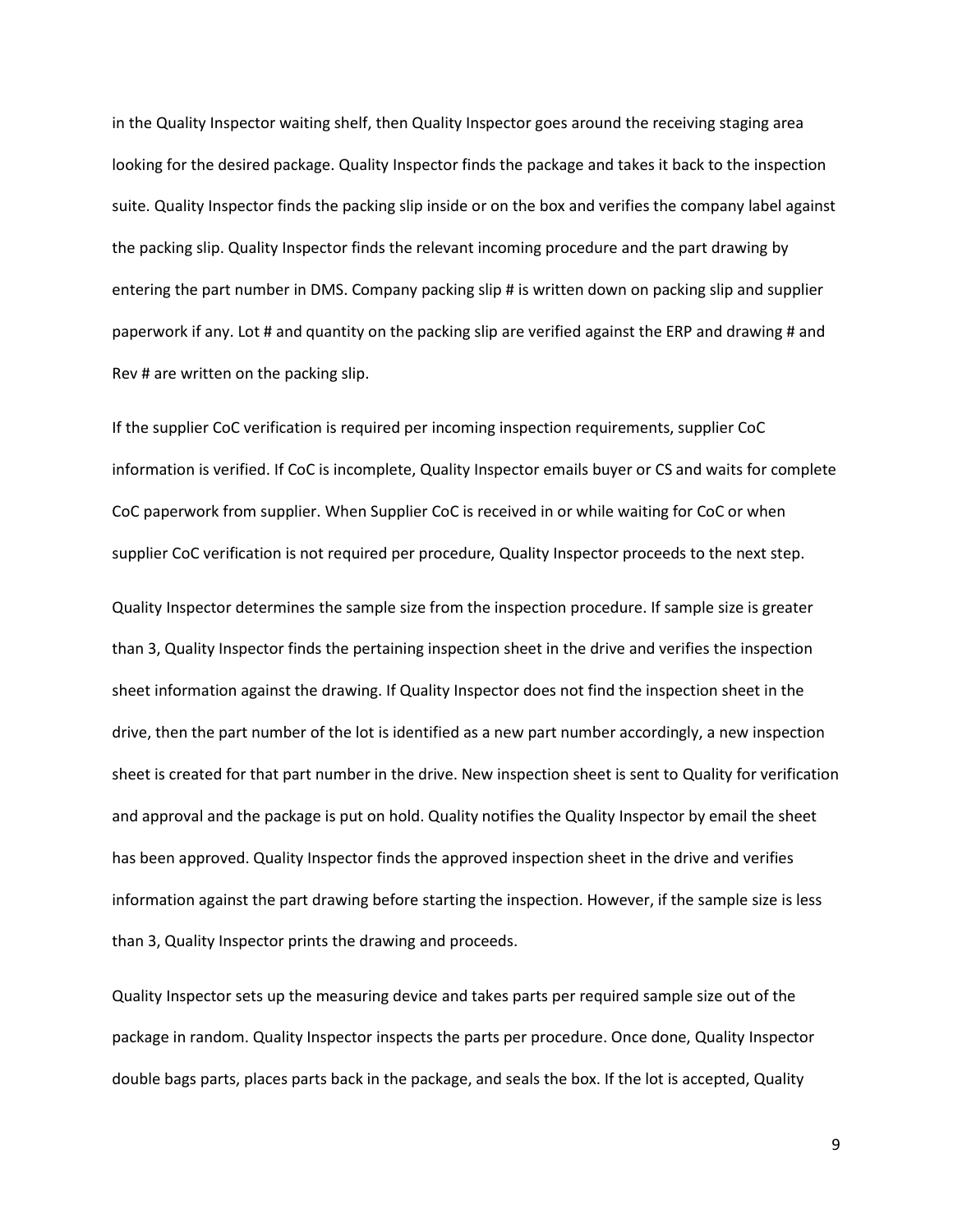in the Quality Inspector waiting shelf, then Quality Inspector goes around the receiving staging area looking for the desired package. Quality Inspector finds the package and takes it back to the inspection suite. Quality Inspector finds the packing slip inside or on the box and verifies the company label against the packing slip. Quality Inspector finds the relevant incoming procedure and the part drawing by entering the part number in DMS. Company packing slip # is written down on packing slip and supplier paperwork if any. Lot # and quantity on the packing slip are verified against the ERP and drawing # and Rev # are written on the packing slip.

If the supplier CoC verification is required per incoming inspection requirements, supplier CoC information is verified. If CoC is incomplete, Quality Inspector emails buyer or CS and waits for complete CoC paperwork from supplier. When Supplier CoC is received in or while waiting for CoC or when supplier CoC verification is not required per procedure, Quality Inspector proceeds to the next step.

Quality Inspector determines the sample size from the inspection procedure. If sample size is greater than 3, Quality Inspector finds the pertaining inspection sheet in the drive and verifies the inspection sheet information against the drawing. If Quality Inspector does not find the inspection sheet in the drive, then the part number of the lot is identified as a new part number accordingly, a new inspection sheet is created for that part number in the drive. New inspection sheet is sent to Quality for verification and approval and the package is put on hold. Quality notifies the Quality Inspector by email the sheet has been approved. Quality Inspector finds the approved inspection sheet in the drive and verifies information against the part drawing before starting the inspection. However, if the sample size is less than 3, Quality Inspector prints the drawing and proceeds.

Quality Inspector sets up the measuring device and takes parts per required sample size out of the package in random. Quality Inspector inspects the parts per procedure. Once done, Quality Inspector double bags parts, places parts back in the package, and seals the box. If the lot is accepted, Quality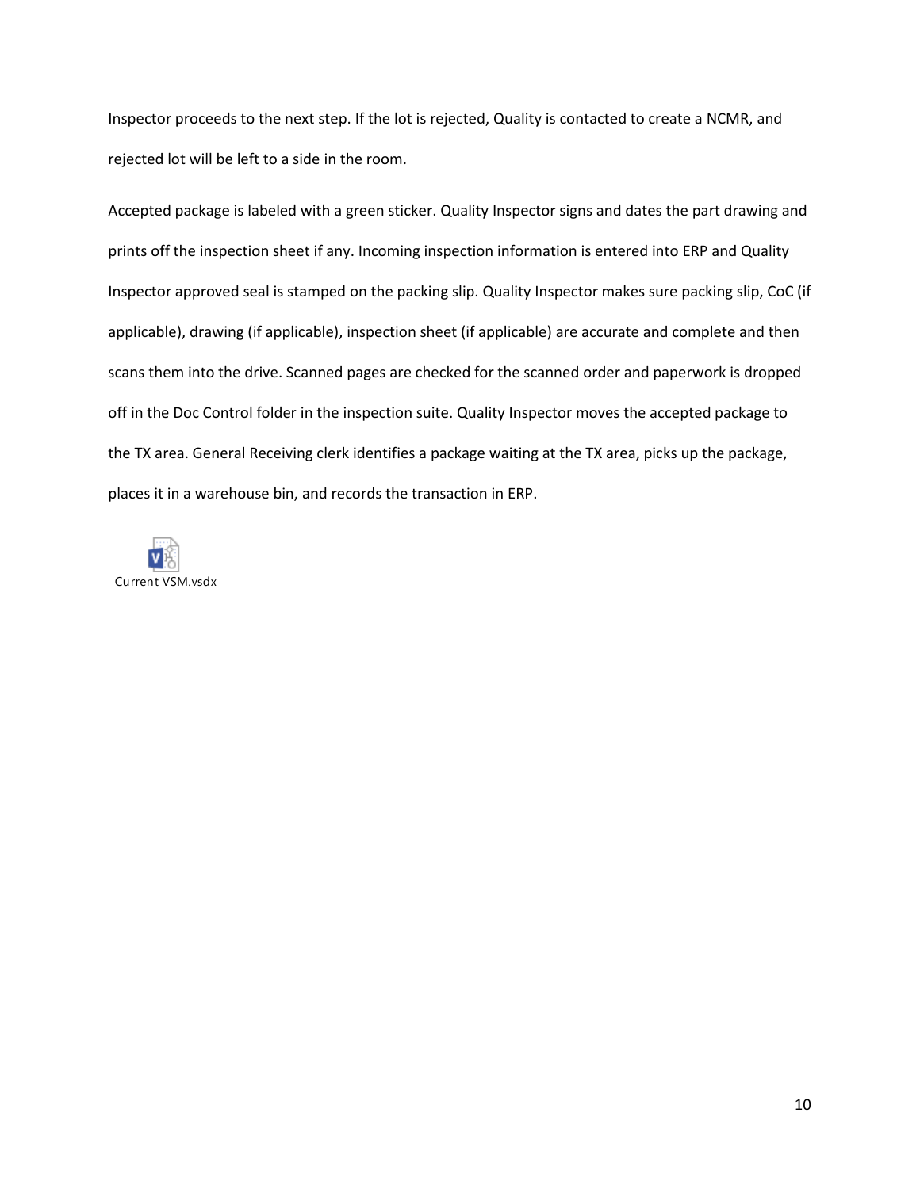Inspector proceeds to the next step. If the lot is rejected, Quality is contacted to create a NCMR, and rejected lot will be left to a side in the room.

Accepted package is labeled with a green sticker. Quality Inspector signs and dates the part drawing and prints off the inspection sheet if any. Incoming inspection information is entered into ERP and Quality Inspector approved seal is stamped on the packing slip. Quality Inspector makes sure packing slip, CoC (if applicable), drawing (if applicable), inspection sheet (if applicable) are accurate and complete and then scans them into the drive. Scanned pages are checked for the scanned order and paperwork is dropped off in the Doc Control folder in the inspection suite. Quality Inspector moves the accepted package to the TX area. General Receiving clerk identifies a package waiting at the TX area, picks up the package, places it in a warehouse bin, and records the transaction in ERP.

Current VSM.vsdx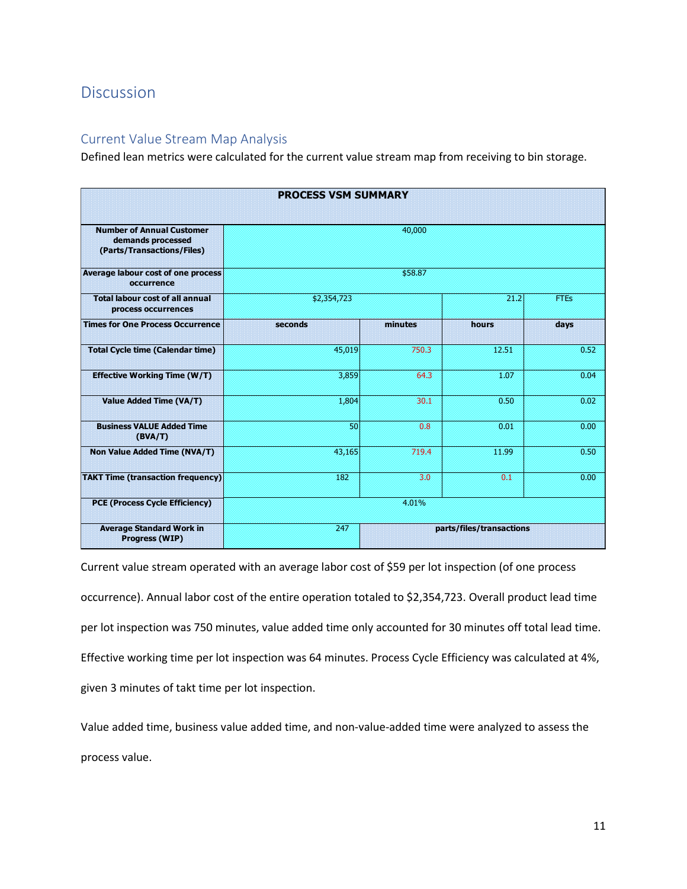# Discussion

## Current Value Stream Map Analysis

Defined lean metrics were calculated for the current value stream map from receiving to bin storage.

| PROCESS VSM SUMMARY | | | | |
|---|---|---|---|---|
| **Number of Annual Customer demands processed (Parts/Transactions/Files)** | 40,000 | | | |
| **Average labour cost of one process occurrence** | $58.87 | | | |
| **Total labour cost of all annual process occurrences** | $2,354,723 | | 21.2 | FTEs |
| **Times for One Process Occurrence** | **seconds** | **minutes** | **hours** | **days** |
| **Total Cycle time (Calendar time)** | 45,019 | 750.3 | 12.51 | 0.52 |
| **Effective Working Time (W/T)** | 3,859 | 64.3 | 1.07 | 0.04 |
| **Value Added Time (VA/T)** | 1,804 | 30.1 | 0.50 | 0.02 |
| **Business VALUE Added Time (BVA/T)** | 50 | 0.8 | 0.01 | 0.00 |
| **Non Value Added Time (NVA/T)** | 43,165 | 719.4 | 11.99 | 0.50 |
| **TAKT Time (transaction frequency)** | 182 | 3.0 | 0.1 | 0.00 |
| **PCE (Process Cycle Efficiency)** | 4.01% | | | |
| **Average Standard Work in Progress (WIP)** | 247 | **parts/files/transactions** | | |

Current value stream operated with an average labor cost of $59 per lot inspection (of one process occurrence). Annual labor cost of the entire operation totaled to $2,354,723. Overall product lead time per lot inspection was 750 minutes, value added time only accounted for 30 minutes off total lead time. Effective working time per lot inspection was 64 minutes. Process Cycle Efficiency was calculated at 4%, given 3 minutes of takt time per lot inspection.

Value added time, business value added time, and non-value-added time were analyzed to assess the process value.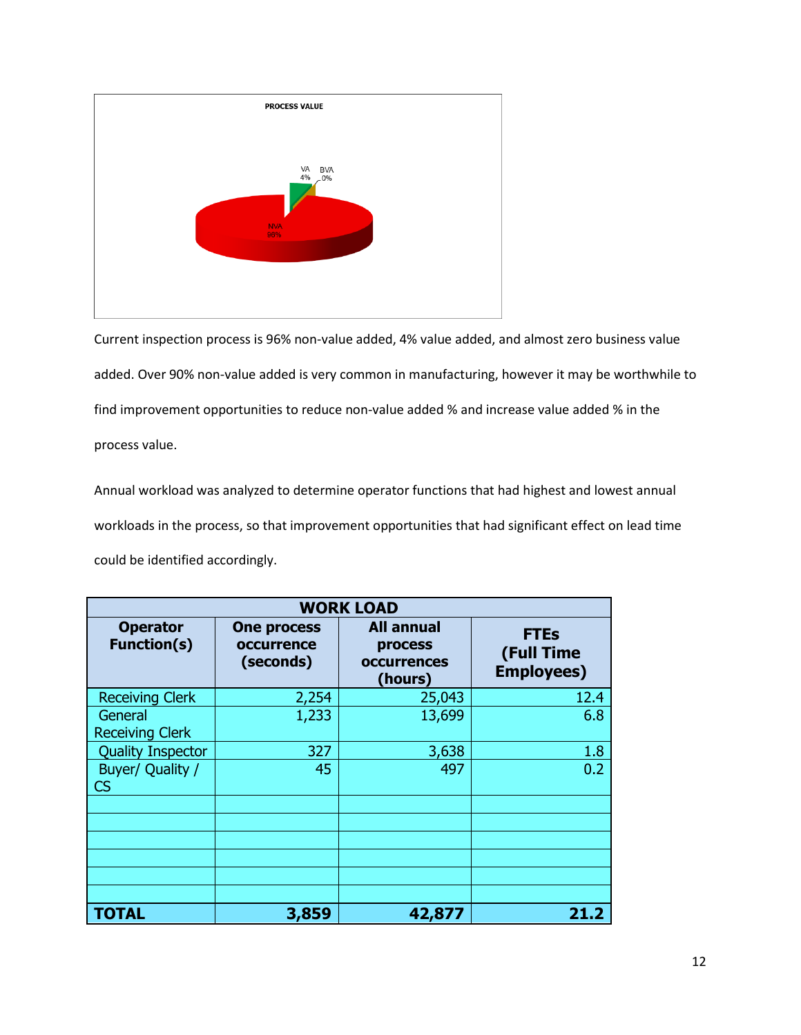PROCESS VALUE

VA 4%
BVA 0%
NVA 96%

Current inspection process is 96% non-value added, 4% value added, and almost zero business value added. Over 90% non-value added is very common in manufacturing, however it may be worthwhile to find improvement opportunities to reduce non-value added % and increase value added % in the process value.

Annual workload was analyzed to determine operator functions that had highest and lowest annual workloads in the process, so that improvement opportunities that had significant effect on lead time could be identified accordingly.

| WORK LOAD | | | |
|---|---|---|---|
| **Operator Function(s)** | **One process occurrence (seconds)** | **All annual process occurrences (hours)** | **FTEs (Full Time Employees)** |
| Receiving Clerk | 2,254 | 25,043 | 12.4 |
| General Receiving Clerk | 1,233 | 13,699 | 6.8 |
| Quality Inspector | 327 | 3,638 | 1.8 |
| Buyer/ Quality / CS | 45 | 497 | 0.2 |
| | | | |
| | | | |
| | | | |
| | | | |
| | | | |
| | | | |
| **TOTAL** | **3,859** | **42,877** | **21.2** |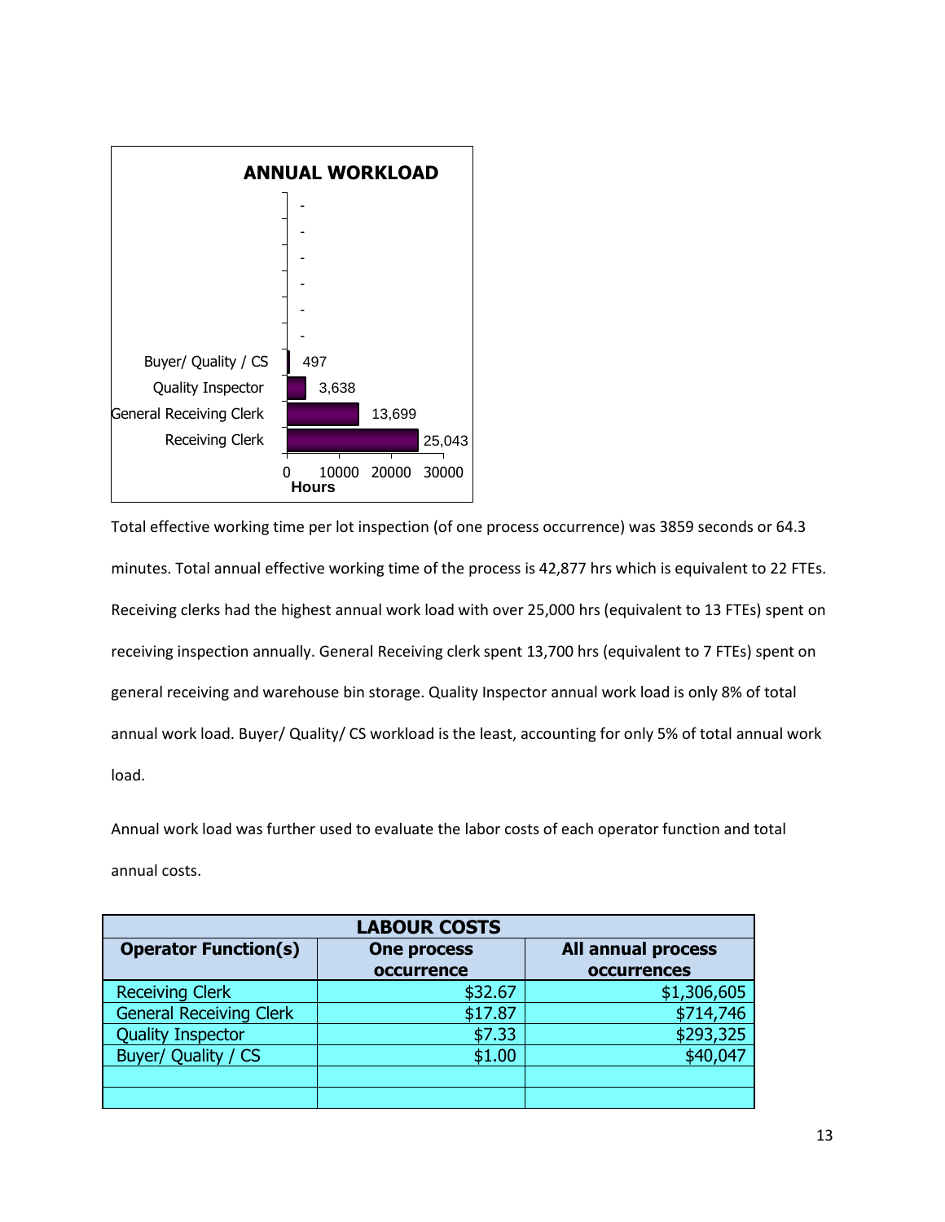**ANNUAL WORKLOAD**

| Operator Function | Hours |
|---|---|
| Buyer/ Quality / CS | 497 |
| Quality Inspector | 3,638 |
| General Receiving Clerk | 13,699 |
| Receiving Clerk | 25,043 |

Total effective working time per lot inspection (of one process occurrence) was 3859 seconds or 64.3 minutes. Total annual effective working time of the process is 42,877 hrs which is equivalent to 22 FTEs. Receiving clerks had the highest annual work load with over 25,000 hrs (equivalent to 13 FTEs) spent on receiving inspection annually. General Receiving clerk spent 13,700 hrs (equivalent to 7 FTEs) spent on general receiving and warehouse bin storage. Quality Inspector annual work load is only 8% of total annual work load. Buyer/ Quality/ CS workload is the least, accounting for only 5% of total annual work load.

Annual work load was further used to evaluate the labor costs of each operator function and total annual costs.

| LABOUR COSTS | | |
|---|---|---|
| **Operator Function(s)** | **One process occurrence** | **All annual process occurrences** |
| Receiving Clerk | $32.67 | $1,306,605 |
| General Receiving Clerk | $17.87 | $714,746 |
| Quality Inspector | $7.33 | $293,325 |
| Buyer/ Quality / CS | $1.00 | $40,047 |
| | | |
| | | |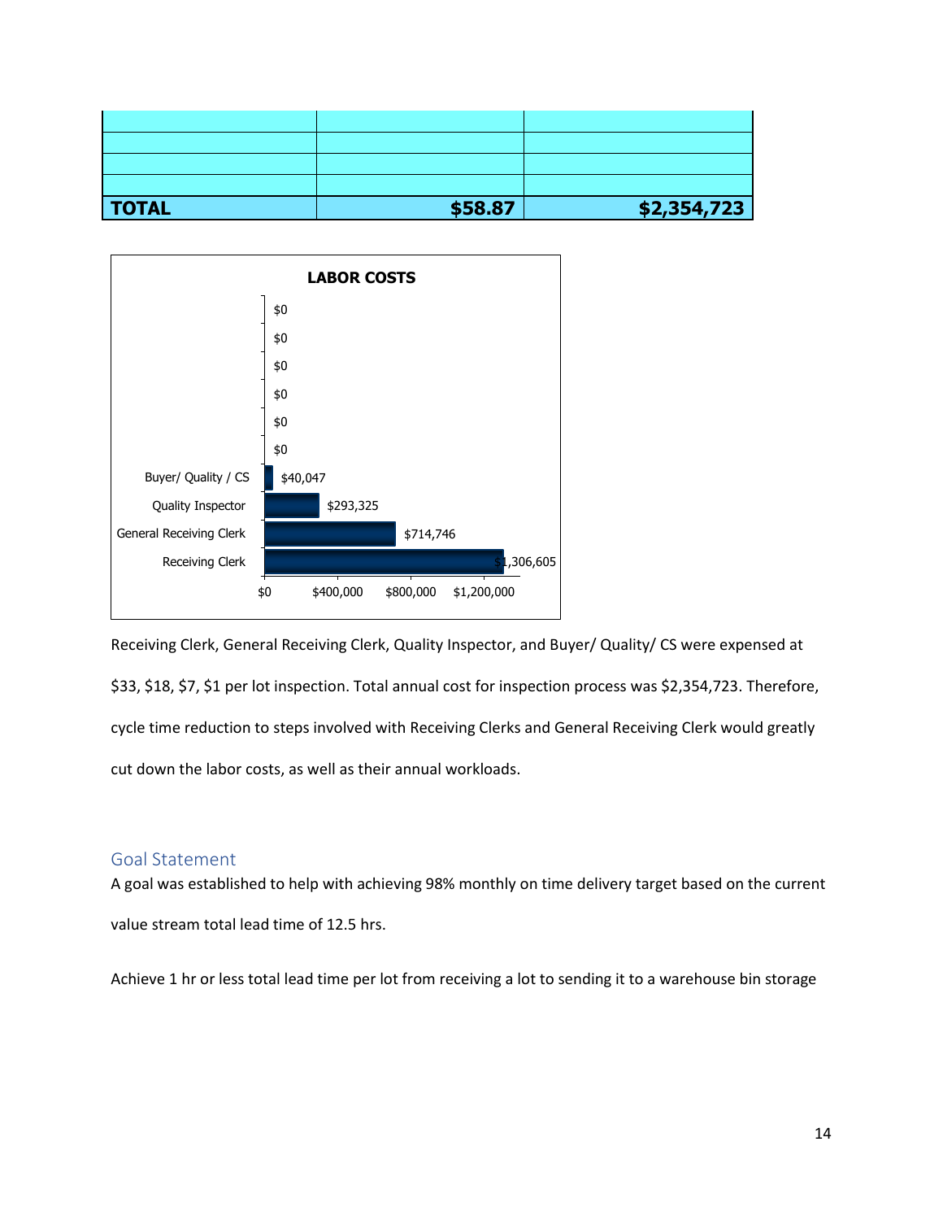| | | |
|---|---|---|
| | | |
| | | |
| | | |
| | | |
| **TOTAL** | **$58.87** | **$2,354,723** |

**LABOR COSTS**

| Role | Labor Cost |
|---|---|
| | $0 |
| | $0 |
| | $0 |
| | $0 |
| | $0 |
| | $0 |
| Buyer/ Quality / CS | $40,047 |
| Quality Inspector | $293,325 |
| General Receiving Clerk | $714,746 |
| Receiving Clerk | $1,306,605 |

Receiving Clerk, General Receiving Clerk, Quality Inspector, and Buyer/ Quality/ CS were expensed at $33, $18, $7, $1 per lot inspection. Total annual cost for inspection process was $2,354,723. Therefore, cycle time reduction to steps involved with Receiving Clerks and General Receiving Clerk would greatly cut down the labor costs, as well as their annual workloads.

## Goal Statement

A goal was established to help with achieving 98% monthly on time delivery target based on the current value stream total lead time of 12.5 hrs.

Achieve 1 hr or less total lead time per lot from receiving a lot to sending it to a warehouse bin storage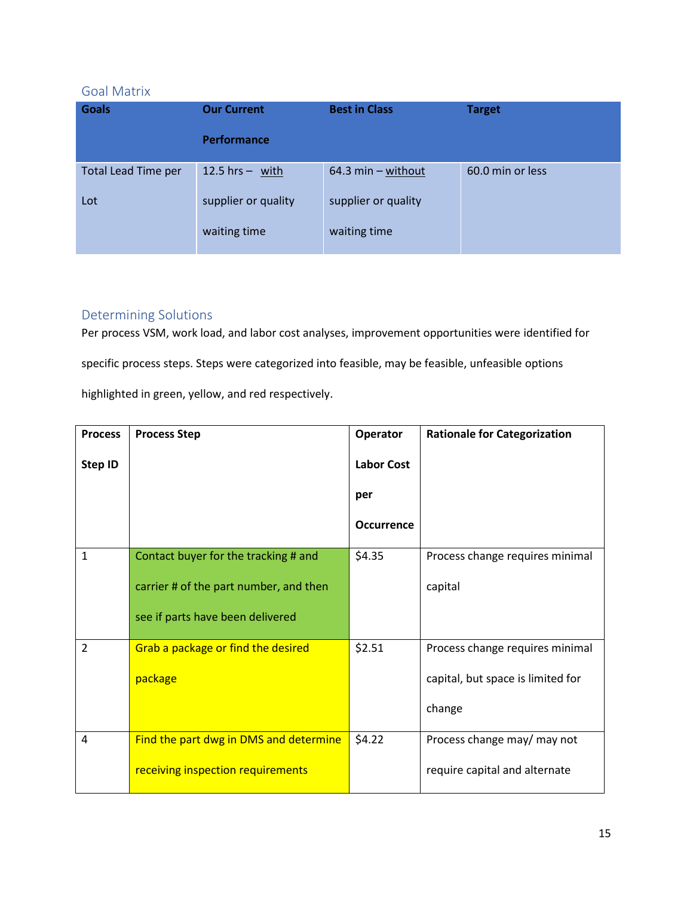## Goal Matrix

| Goals | Our Current Performance | Best in Class | Target |
|---|---|---|---|
| Total Lead Time per Lot | 12.5 hrs – with supplier or quality waiting time | 64.3 min – without supplier or quality waiting time | 60.0 min or less |

## Determining Solutions

Per process VSM, work load, and labor cost analyses, improvement opportunities were identified for specific process steps. Steps were categorized into feasible, may be feasible, unfeasible options highlighted in green, yellow, and red respectively.

| Process Step ID | Process Step | Operator Labor Cost per Occurrence | Rationale for Categorization |
|---|---|---|---|
| 1 | Contact buyer for the tracking # and carrier # of the part number, and then see if parts have been delivered | $4.35 | Process change requires minimal capital |
| 2 | Grab a package or find the desired package | $2.51 | Process change requires minimal capital, but space is limited for change |
| 4 | Find the part dwg in DMS and determine receiving inspection requirements | $4.22 | Process change may/ may not require capital and alternate |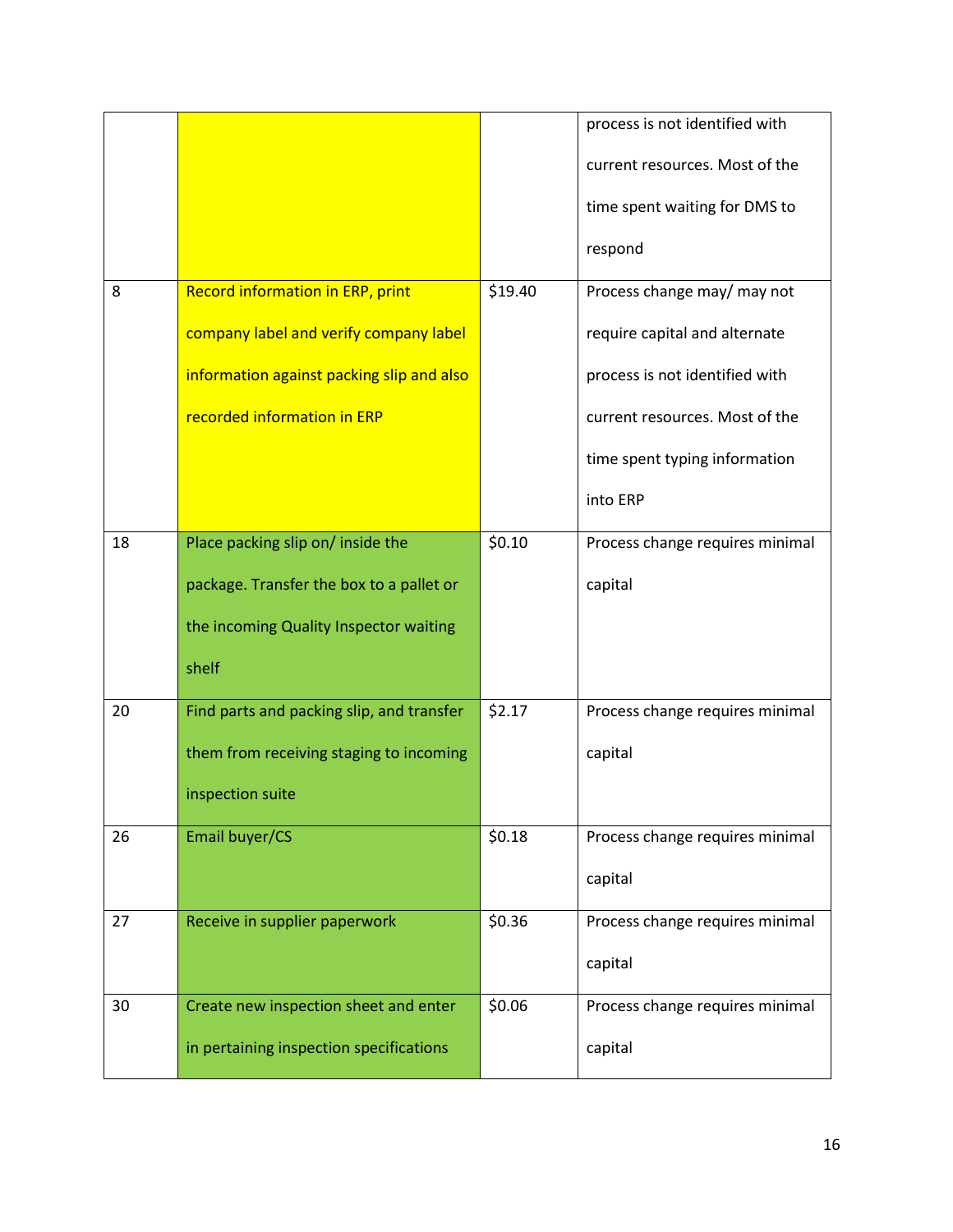| | | | |
|---|---|---|---|
| | | | process is not identified with current resources. Most of the time spent waiting for DMS to respond |
| 8 | Record information in ERP, print company label and verify company label information against packing slip and also recorded information in ERP | $19.40 | Process change may/ may not require capital and alternate process is not identified with current resources. Most of the time spent typing information into ERP |
| 18 | Place packing slip on/ inside the package. Transfer the box to a pallet or the incoming Quality Inspector waiting shelf | $0.10 | Process change requires minimal capital |
| 20 | Find parts and packing slip, and transfer them from receiving staging to incoming inspection suite | $2.17 | Process change requires minimal capital |
| 26 | Email buyer/CS | $0.18 | Process change requires minimal capital |
| 27 | Receive in supplier paperwork | $0.36 | Process change requires minimal capital |
| 30 | Create new inspection sheet and enter in pertaining inspection specifications | $0.06 | Process change requires minimal capital |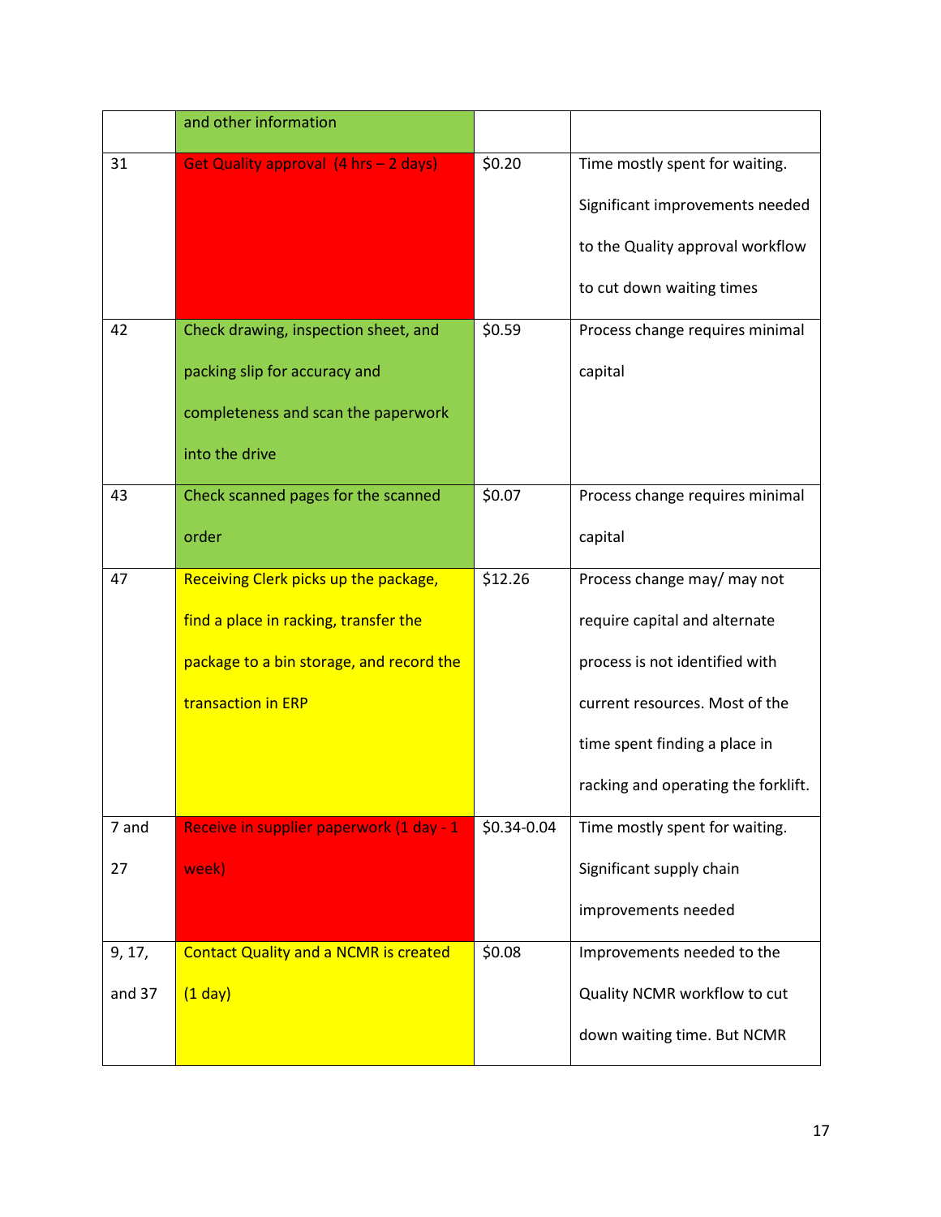| | | | |
|---|---|---|---|
| | and other information | | |
| 31 | Get Quality approval (4 hrs – 2 days) | $0.20 | Time mostly spent for waiting. Significant improvements needed to the Quality approval workflow to cut down waiting times |
| 42 | Check drawing, inspection sheet, and packing slip for accuracy and completeness and scan the paperwork into the drive | $0.59 | Process change requires minimal capital |
| 43 | Check scanned pages for the scanned order | $0.07 | Process change requires minimal capital |
| 47 | Receiving Clerk picks up the package, find a place in racking, transfer the package to a bin storage, and record the transaction in ERP | $12.26 | Process change may/ may not require capital and alternate process is not identified with current resources. Most of the time spent finding a place in racking and operating the forklift. |
| 7 and 27 | Receive in supplier paperwork (1 day - 1 week) | $0.34-0.04 | Time mostly spent for waiting. Significant supply chain improvements needed |
| 9, 17, and 37 | Contact Quality and a NCMR is created (1 day) | $0.08 | Improvements needed to the Quality NCMR workflow to cut down waiting time. But NCMR |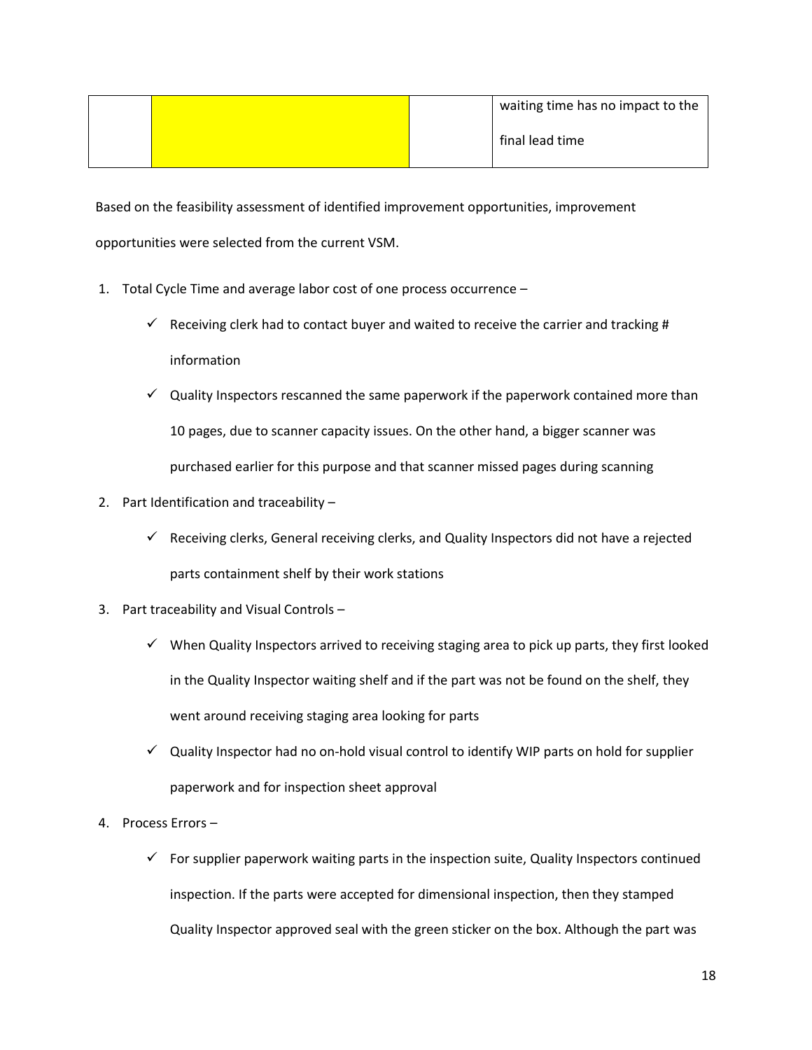| | | | |
|---|---|---|---|
| | | | waiting time has no impact to the final lead time |

Based on the feasibility assessment of identified improvement opportunities, improvement opportunities were selected from the current VSM.

1. Total Cycle Time and average labor cost of one process occurrence –
   - ✓ Receiving clerk had to contact buyer and waited to receive the carrier and tracking # information
   - ✓ Quality Inspectors rescanned the same paperwork if the paperwork contained more than 10 pages, due to scanner capacity issues. On the other hand, a bigger scanner was purchased earlier for this purpose and that scanner missed pages during scanning
2. Part Identification and traceability –
   - ✓ Receiving clerks, General receiving clerks, and Quality Inspectors did not have a rejected parts containment shelf by their work stations
3. Part traceability and Visual Controls –
   - ✓ When Quality Inspectors arrived to receiving staging area to pick up parts, they first looked in the Quality Inspector waiting shelf and if the part was not be found on the shelf, they went around receiving staging area looking for parts
   - ✓ Quality Inspector had no on-hold visual control to identify WIP parts on hold for supplier paperwork and for inspection sheet approval
4. Process Errors –
   - ✓ For supplier paperwork waiting parts in the inspection suite, Quality Inspectors continued inspection. If the parts were accepted for dimensional inspection, then they stamped Quality Inspector approved seal with the green sticker on the box. Although the part was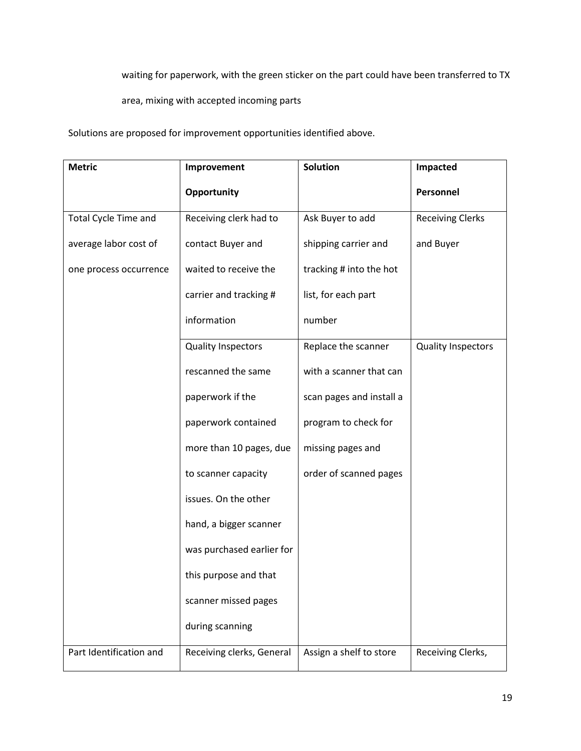waiting for paperwork, with the green sticker on the part could have been transferred to TX area, mixing with accepted incoming parts

Solutions are proposed for improvement opportunities identified above.

| Metric | Improvement Opportunity | Solution | Impacted Personnel |
| --- | --- | --- | --- |
| Total Cycle Time and average labor cost of one process occurrence | Receiving clerk had to contact Buyer and waited to receive the carrier and tracking # information | Ask Buyer to add shipping carrier and tracking # into the hot list, for each part number | Receiving Clerks and Buyer |
| | Quality Inspectors rescanned the same paperwork if the paperwork contained more than 10 pages, due to scanner capacity issues. On the other hand, a bigger scanner was purchased earlier for this purpose and that scanner missed pages during scanning | Replace the scanner with a scanner that can scan pages and install a program to check for missing pages and order of scanned pages | Quality Inspectors |
| Part Identification and | Receiving clerks, General | Assign a shelf to store | Receiving Clerks, |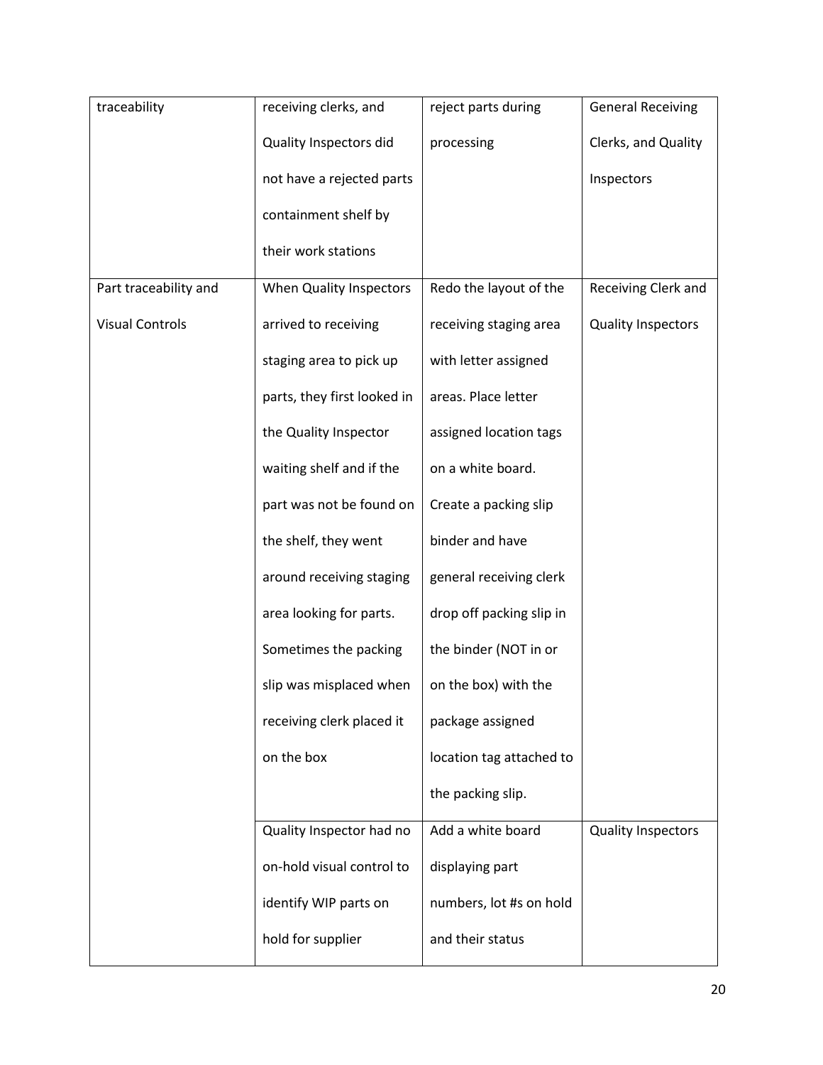| | | | |
|---|---|---|---|
| traceability | receiving clerks, and Quality Inspectors did not have a rejected parts containment shelf by their work stations | reject parts during processing | General Receiving Clerks, and Quality Inspectors |
| Part traceability and Visual Controls | When Quality Inspectors arrived to receiving staging area to pick up parts, they first looked in the Quality Inspector waiting shelf and if the part was not be found on the shelf, they went around receiving staging area looking for parts. Sometimes the packing slip was misplaced when receiving clerk placed it on the box | Redo the layout of the receiving staging area with letter assigned areas. Place letter assigned location tags on a white board. Create a packing slip binder and have general receiving clerk drop off packing slip in the binder (NOT in or on the box) with the package assigned location tag attached to the packing slip. | Receiving Clerk and Quality Inspectors |
| | Quality Inspector had no on-hold visual control to identify WIP parts on hold for supplier | Add a white board displaying part numbers, lot #s on hold and their status | Quality Inspectors |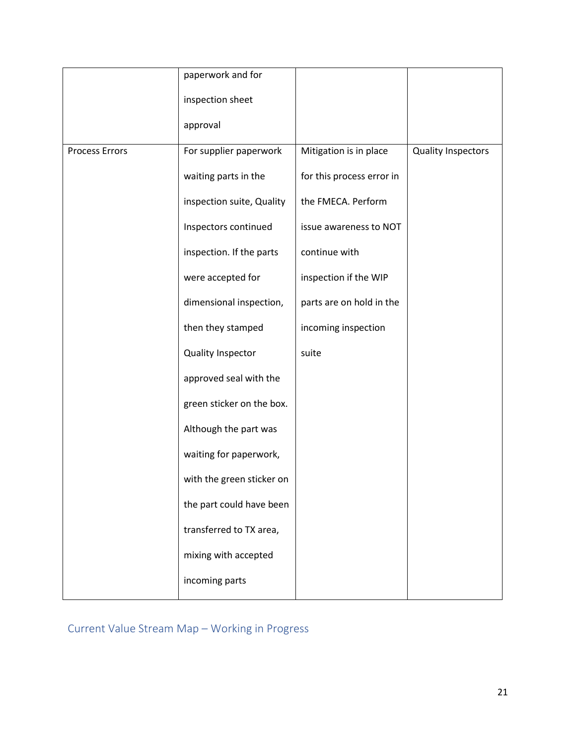| | | | |
|---|---|---|---|
| | paperwork and for inspection sheet approval | | |
| Process Errors | For supplier paperwork waiting parts in the inspection suite, Quality Inspectors continued inspection. If the parts were accepted for dimensional inspection, then they stamped Quality Inspector approved seal with the green sticker on the box. Although the part was waiting for paperwork, with the green sticker on the part could have been transferred to TX area, mixing with accepted incoming parts | Mitigation is in place for this process error in the FMECA. Perform issue awareness to NOT continue with inspection if the WIP parts are on hold in the incoming inspection suite | Quality Inspectors |

## Current Value Stream Map – Working in Progress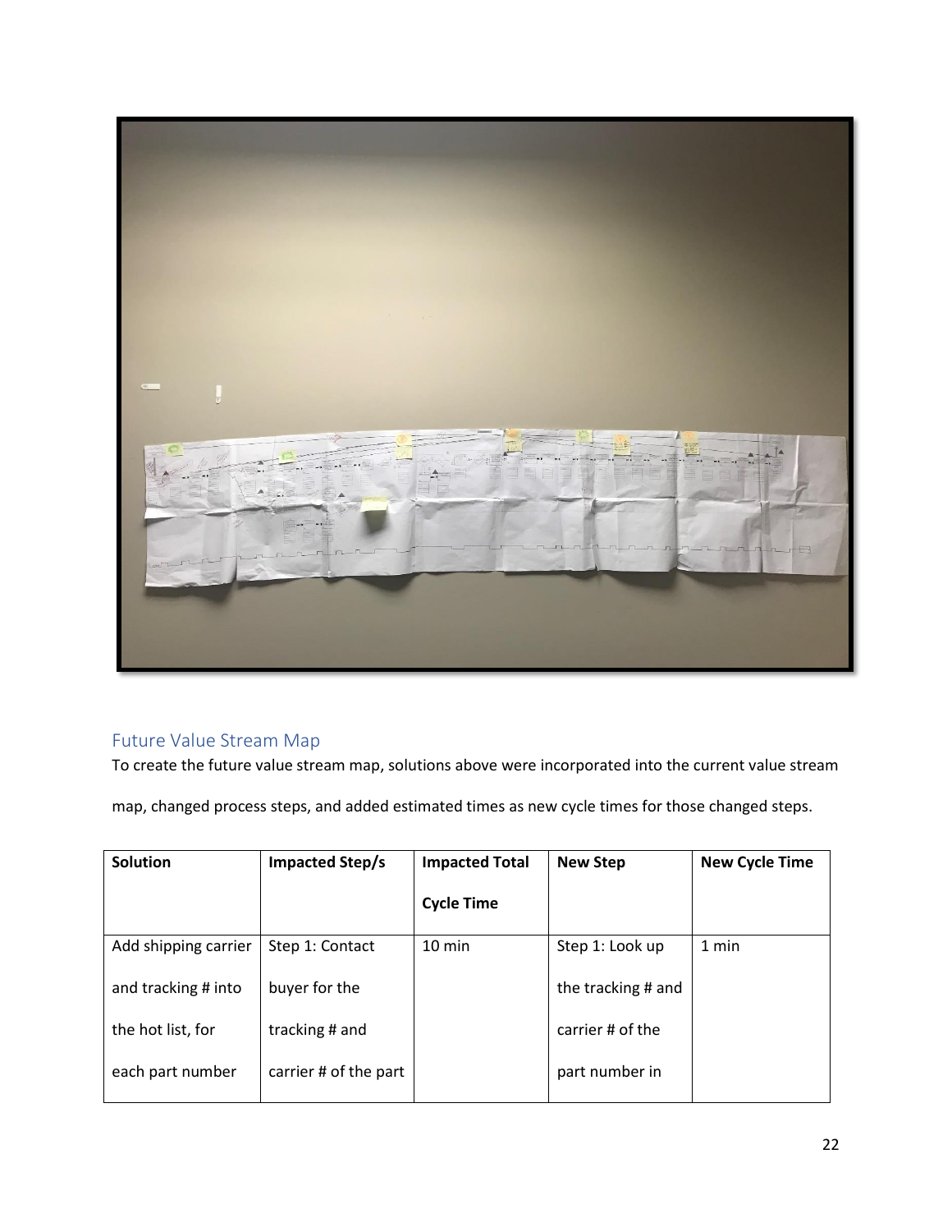## Future Value Stream Map

To create the future value stream map, solutions above were incorporated into the current value stream map, changed process steps, and added estimated times as new cycle times for those changed steps.

| Solution | Impacted Step/s | Impacted Total Cycle Time | New Step | New Cycle Time |
|---|---|---|---|---|
| Add shipping carrier and tracking # into the hot list, for each part number | Step 1: Contact buyer for the tracking # and carrier # of the part | 10 min | Step 1: Look up the tracking # and carrier # of the part number in | 1 min |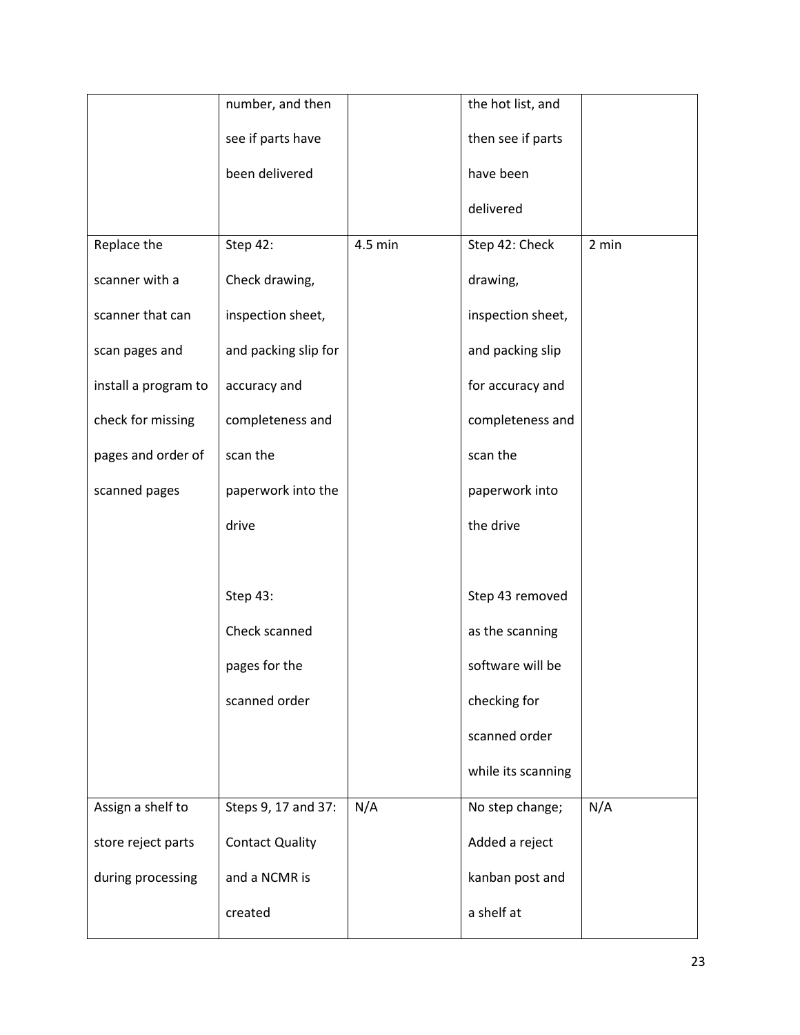| | | | | |
|---|---|---|---|---|
| | number, and then see if parts have been delivered | | the hot list, and then see if parts have been delivered | |
| Replace the scanner with a scanner that can scan pages and install a program to check for missing pages and order of scanned pages | Step 42: Check drawing, inspection sheet, and packing slip for accuracy and completeness and scan the paperwork into the drive<br><br>Step 43: Check scanned pages for the scanned order | 4.5 min | Step 42: Check drawing, inspection sheet, and packing slip for accuracy and completeness and scan the paperwork into the drive<br><br>Step 43 removed as the scanning software will be checking for scanned order while its scanning | 2 min |
| Assign a shelf to store reject parts during processing | Steps 9, 17 and 37: Contact Quality and a NCMR is created | N/A | No step change; Added a reject kanban post and a shelf at | N/A |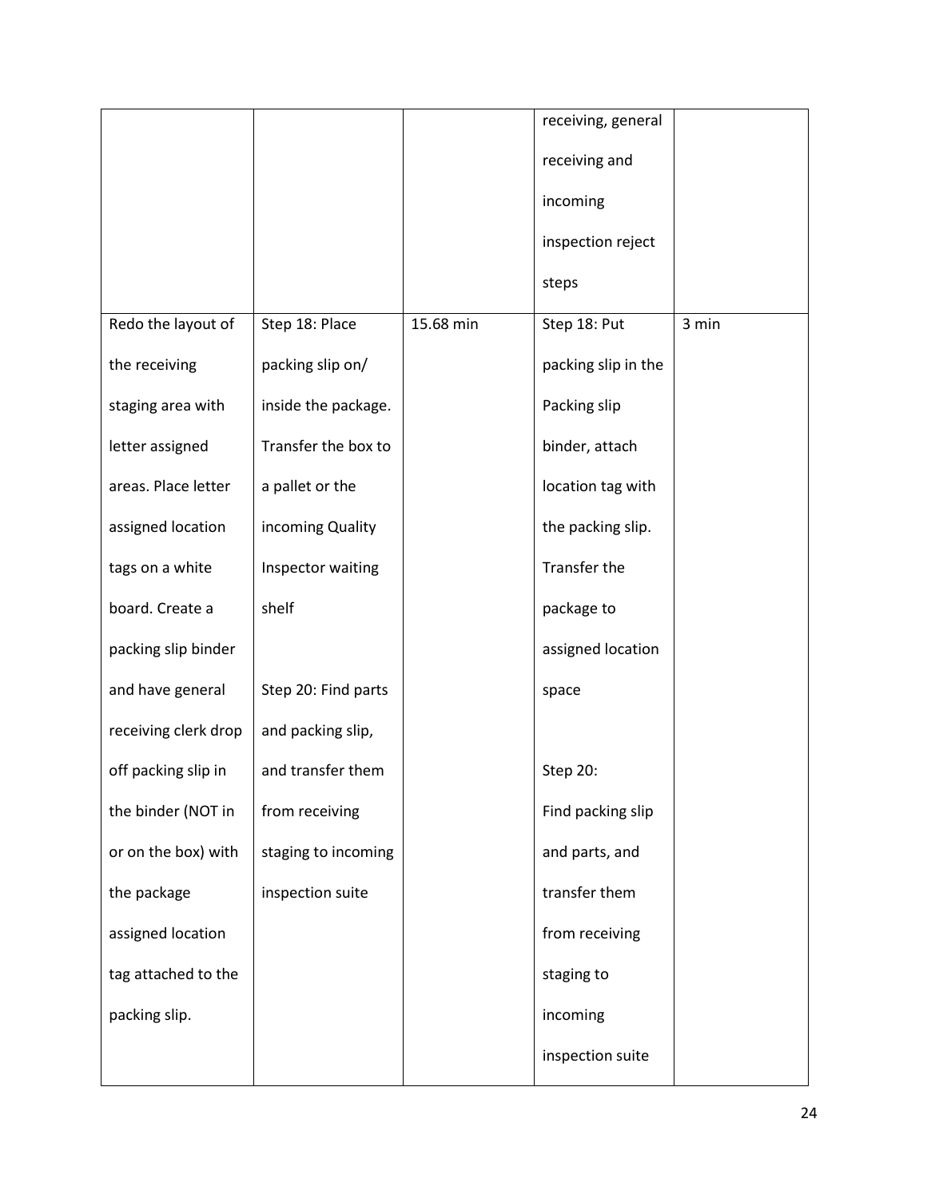| | | | | |
|---|---|---|---|---|
| | | | receiving, general receiving and incoming inspection reject steps | |
| Redo the layout of the receiving staging area with letter assigned areas. Place letter assigned location tags on a white board. Create a packing slip binder and have general receiving clerk drop off packing slip in the binder (NOT in or on the box) with the package assigned location tag attached to the packing slip. | Step 18: Place packing slip on/ inside the package. Transfer the box to a pallet or the incoming Quality Inspector waiting shelf<br><br>Step 20: Find parts and packing slip, and transfer them from receiving staging to incoming inspection suite | 15.68 min | Step 18: Put packing slip in the Packing slip binder, attach location tag with the packing slip. Transfer the package to assigned location space<br><br>Step 20: Find packing slip and parts, and transfer them from receiving staging to incoming inspection suite | 3 min |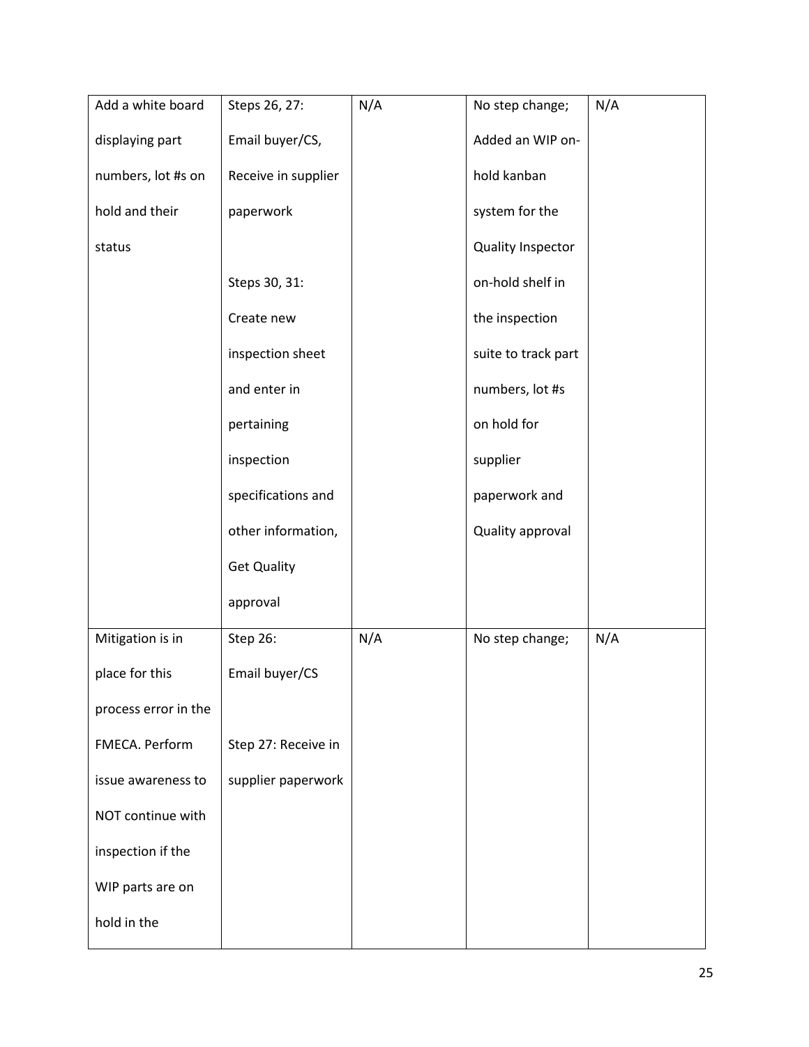| | | | | |
|---|---|---|---|---|
| Add a white board displaying part numbers, lot #s on hold and their status | Steps 26, 27: Email buyer/CS, Receive in supplier paperwork<br><br>Steps 30, 31: Create new inspection sheet and enter in pertaining inspection specifications and other information, Get Quality approval | N/A | No step change; Added an WIP on-hold kanban system for the Quality Inspector on-hold shelf in the inspection suite to track part numbers, lot #s on hold for supplier paperwork and Quality approval | N/A |
| Mitigation is in place for this process error in the FMECA. Perform issue awareness to NOT continue with inspection if the WIP parts are on hold in the | Step 26: Email buyer/CS<br><br>Step 27: Receive in supplier paperwork | N/A | No step change; | N/A |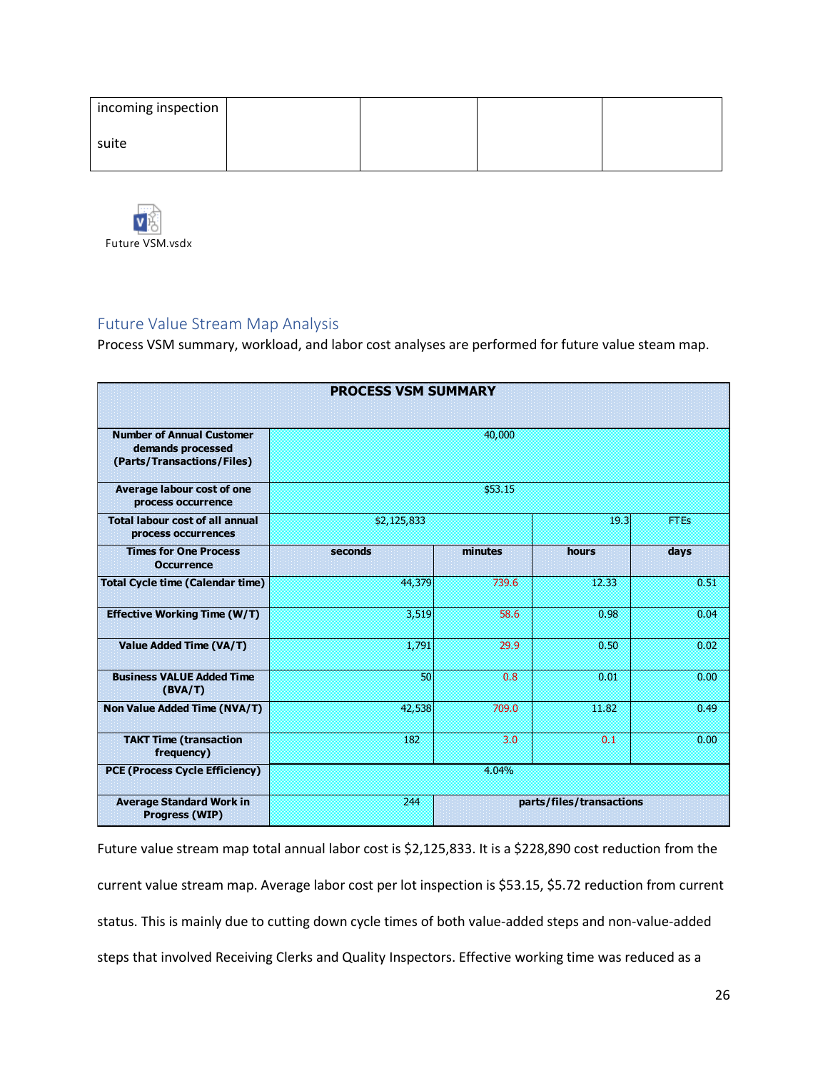| incoming inspection suite | | | | |
|---|---|---|---|---|

Future VSM.vsdx

## Future Value Stream Map Analysis

Process VSM summary, workload, and labor cost analyses are performed for future value steam map.

| PROCESS VSM SUMMARY | | | | |
|---|---|---|---|---|
| Number of Annual Customer demands processed (Parts/Transactions/Files) | 40,000 | | | |
| Average labour cost of one process occurrence | $53.15 | | | |
| Total labour cost of all annual process occurrences | $2,125,833 | | 19.3 | FTEs |
| Times for One Process Occurrence | seconds | minutes | hours | days |
| Total Cycle time (Calendar time) | 44,379 | 739.6 | 12.33 | 0.51 |
| Effective Working Time (W/T) | 3,519 | 58.6 | 0.98 | 0.04 |
| Value Added Time (VA/T) | 1,791 | 29.9 | 0.50 | 0.02 |
| Business VALUE Added Time (BVA/T) | 50 | 0.8 | 0.01 | 0.00 |
| Non Value Added Time (NVA/T) | 42,538 | 709.0 | 11.82 | 0.49 |
| TAKT Time (transaction frequency) | 182 | 3.0 | 0.1 | 0.00 |
| PCE (Process Cycle Efficiency) | 4.04% | | | |
| Average Standard Work in Progress (WIP) | 244 | parts/files/transactions | | |

Future value stream map total annual labor cost is $2,125,833. It is a $228,890 cost reduction from the current value stream map. Average labor cost per lot inspection is $53.15, $5.72 reduction from current status. This is mainly due to cutting down cycle times of both value-added steps and non-value-added steps that involved Receiving Clerks and Quality Inspectors. Effective working time was reduced as a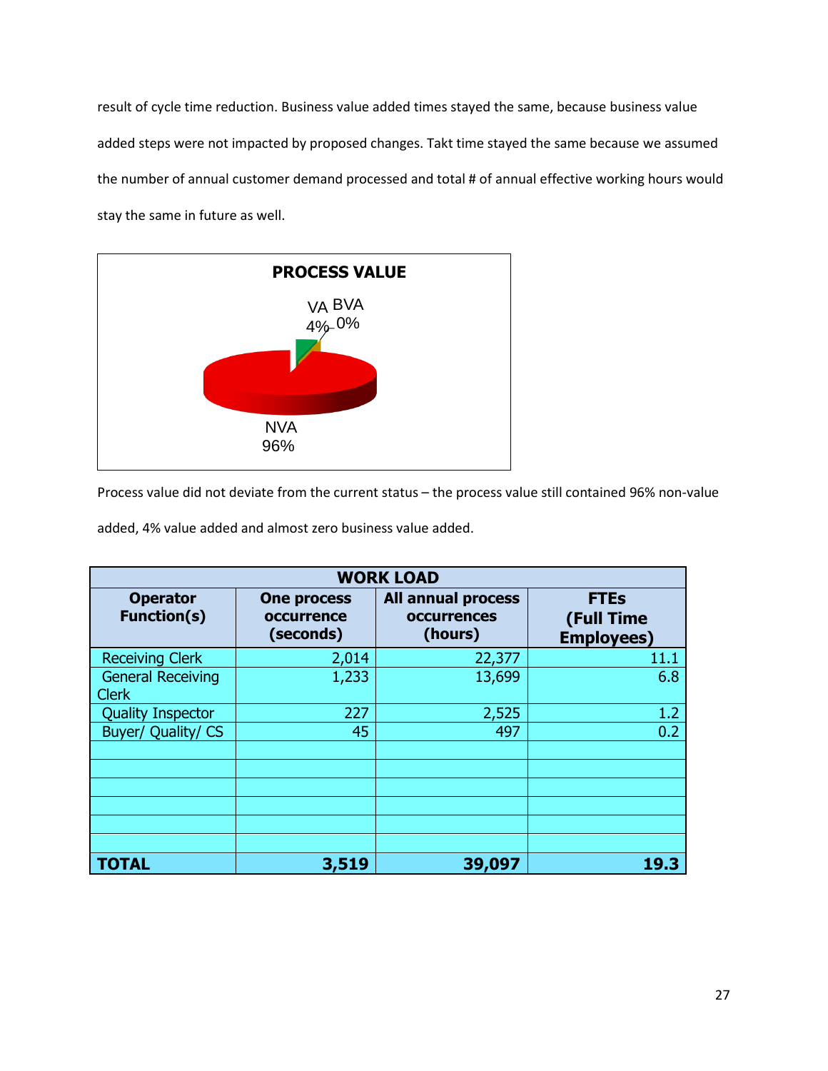result of cycle time reduction. Business value added times stayed the same, because business value added steps were not impacted by proposed changes. Takt time stayed the same because we assumed the number of annual customer demand processed and total # of annual effective working hours would stay the same in future as well.

**PROCESS VALUE**

VA 4%

BVA 0%

NVA 96%

Process value did not deviate from the current status – the process value still contained 96% non-value added, 4% value added and almost zero business value added.

| WORK LOAD | | | |
|---|---|---|---|
| **Operator Function(s)** | **One process occurrence (seconds)** | **All annual process occurrences (hours)** | **FTEs (Full Time Employees)** |
| Receiving Clerk | 2,014 | 22,377 | 11.1 |
| General Receiving Clerk | 1,233 | 13,699 | 6.8 |
| Quality Inspector | 227 | 2,525 | 1.2 |
| Buyer/ Quality/ CS | 45 | 497 | 0.2 |
| | | | |
| | | | |
| | | | |
| | | | |
| | | | |
| | | | |
| **TOTAL** | **3,519** | **39,097** | **19.3** |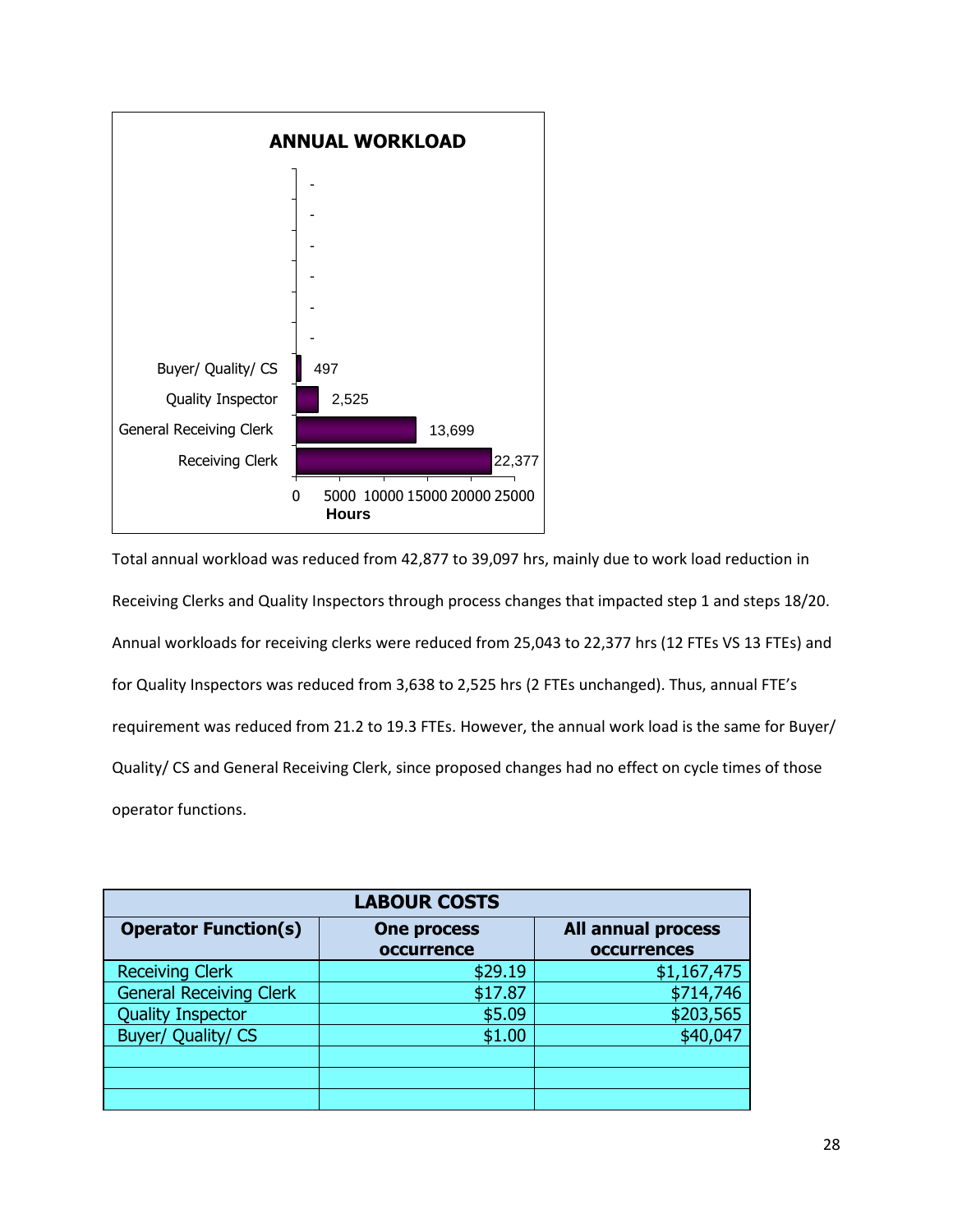**ANNUAL WORKLOAD**

| Operator Function | Hours |
|---|---|
| Buyer/ Quality/ CS | 497 |
| Quality Inspector | 2,525 |
| General Receiving Clerk | 13,699 |
| Receiving Clerk | 22,377 |

Total annual workload was reduced from 42,877 to 39,097 hrs, mainly due to work load reduction in Receiving Clerks and Quality Inspectors through process changes that impacted step 1 and steps 18/20. Annual workloads for receiving clerks were reduced from 25,043 to 22,377 hrs (12 FTEs VS 13 FTEs) and for Quality Inspectors was reduced from 3,638 to 2,525 hrs (2 FTEs unchanged). Thus, annual FTE's requirement was reduced from 21.2 to 19.3 FTEs. However, the annual work load is the same for Buyer/ Quality/ CS and General Receiving Clerk, since proposed changes had no effect on cycle times of those operator functions.

| LABOUR COSTS | | |
|---|---|---|
| **Operator Function(s)** | **One process occurrence** | **All annual process occurrences** |
| Receiving Clerk | $29.19 | $1,167,475 |
| General Receiving Clerk | $17.87 | $714,746 |
| Quality Inspector | $5.09 | $203,565 |
| Buyer/ Quality/ CS | $1.00 | $40,047 |
| | | |
| | | |
| | | |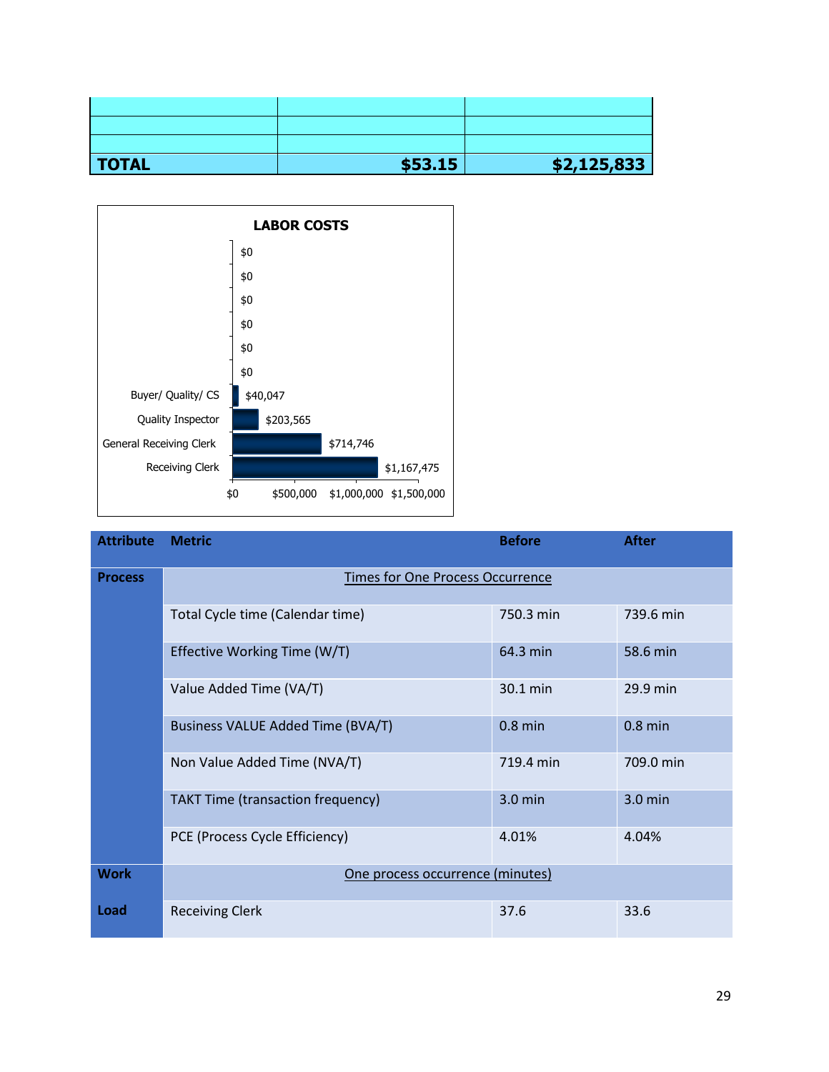| | | |
|---|---|---|
| | | |
| | | |
| | | |
| **TOTAL** | **$53.15** | **$2,125,833** |

**LABOR COSTS**

| Role | Labor Cost |
|---|---|
| | $0 |
| | $0 |
| | $0 |
| | $0 |
| | $0 |
| | $0 |
| Buyer/ Quality/ CS | $40,047 |
| Quality Inspector | $203,565 |
| General Receiving Clerk | $714,746 |
| Receiving Clerk | $1,167,475 |

| Attribute | Metric | Before | After |
|---|---|---|---|
| **Process** | Times for One Process Occurrence | | |
| | Total Cycle time (Calendar time) | 750.3 min | 739.6 min |
| | Effective Working Time (W/T) | 64.3 min | 58.6 min |
| | Value Added Time (VA/T) | 30.1 min | 29.9 min |
| | Business VALUE Added Time (BVA/T) | 0.8 min | 0.8 min |
| | Non Value Added Time (NVA/T) | 719.4 min | 709.0 min |
| | TAKT Time (transaction frequency) | 3.0 min | 3.0 min |
| | PCE (Process Cycle Efficiency) | 4.01% | 4.04% |
| **Work Load** | One process occurrence (minutes) | | |
| | Receiving Clerk | 37.6 | 33.6 |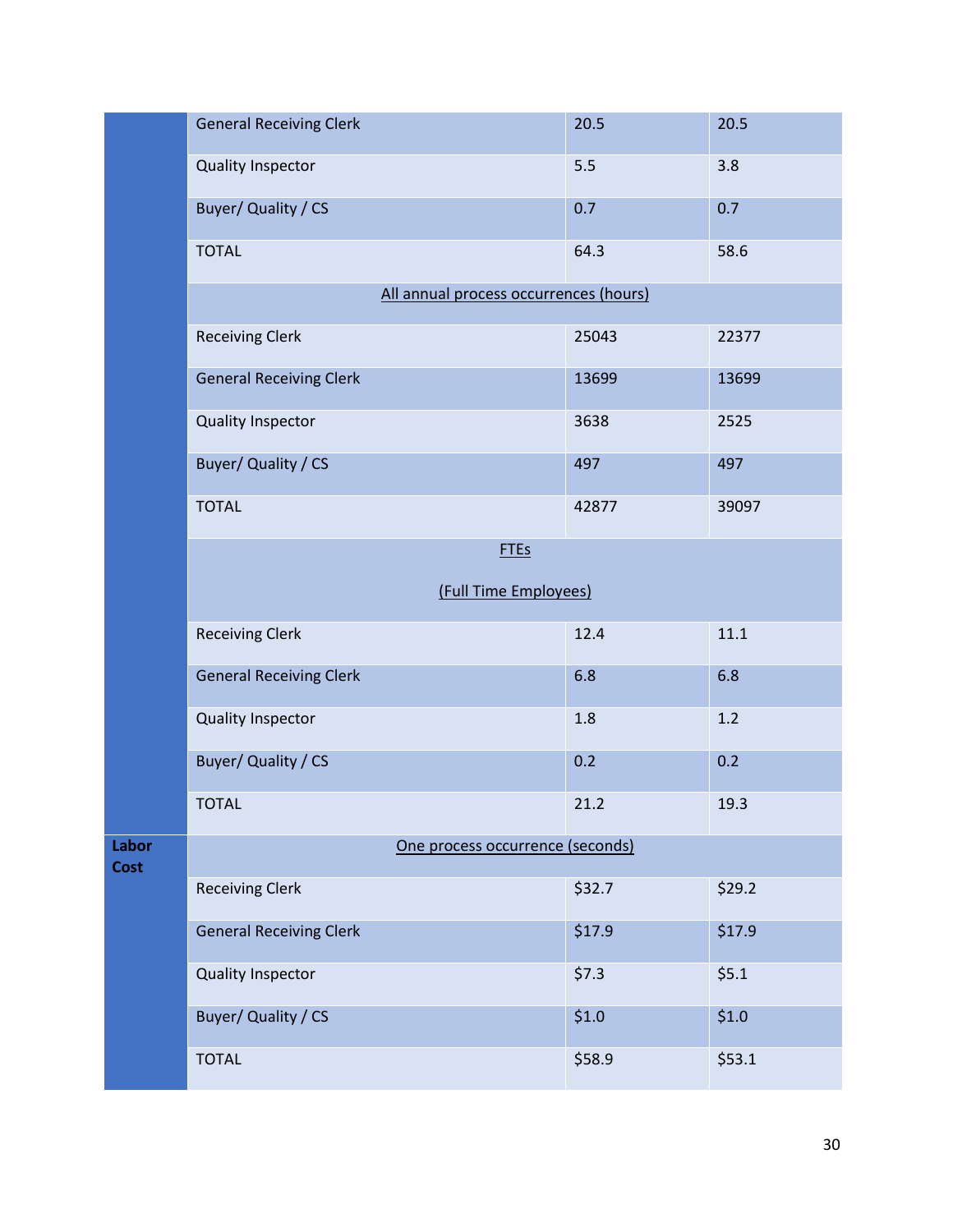| | | | |
|---|---|---|---|
| | General Receiving Clerk | 20.5 | 20.5 |
| | Quality Inspector | 5.5 | 3.8 |
| | Buyer/ Quality / CS | 0.7 | 0.7 |
| | TOTAL | 64.3 | 58.6 |
| | All annual process occurrences (hours) | | |
| | Receiving Clerk | 25043 | 22377 |
| | General Receiving Clerk | 13699 | 13699 |
| | Quality Inspector | 3638 | 2525 |
| | Buyer/ Quality / CS | 497 | 497 |
| | TOTAL | 42877 | 39097 |
| | FTEs (Full Time Employees) | | |
| | Receiving Clerk | 12.4 | 11.1 |
| | General Receiving Clerk | 6.8 | 6.8 |
| | Quality Inspector | 1.8 | 1.2 |
| | Buyer/ Quality / CS | 0.2 | 0.2 |
| | TOTAL | 21.2 | 19.3 |
| **Labor Cost** | One process occurrence (seconds) | | |
| | Receiving Clerk | $32.7 | $29.2 |
| | General Receiving Clerk | $17.9 | $17.9 |
| | Quality Inspector | $7.3 | $5.1 |
| | Buyer/ Quality / CS | $1.0 | $1.0 |
| | TOTAL | $58.9 | $53.1 |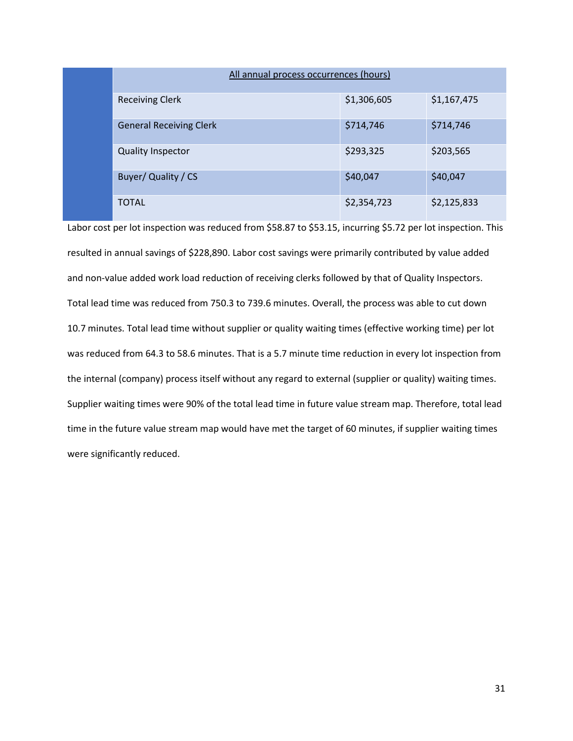| All annual process occurrences (hours) | | |
|---|---|---|
| Receiving Clerk | $1,306,605 | $1,167,475 |
| General Receiving Clerk | $714,746 | $714,746 |
| Quality Inspector | $293,325 | $203,565 |
| Buyer/ Quality / CS | $40,047 | $40,047 |
| TOTAL | $2,354,723 | $2,125,833 |

Labor cost per lot inspection was reduced from $58.87 to $53.15, incurring $5.72 per lot inspection. This resulted in annual savings of $228,890. Labor cost savings were primarily contributed by value added and non-value added work load reduction of receiving clerks followed by that of Quality Inspectors. Total lead time was reduced from 750.3 to 739.6 minutes. Overall, the process was able to cut down 10.7 minutes. Total lead time without supplier or quality waiting times (effective working time) per lot was reduced from 64.3 to 58.6 minutes. That is a 5.7 minute time reduction in every lot inspection from the internal (company) process itself without any regard to external (supplier or quality) waiting times. Supplier waiting times were 90% of the total lead time in future value stream map. Therefore, total lead time in the future value stream map would have met the target of 60 minutes, if supplier waiting times were significantly reduced.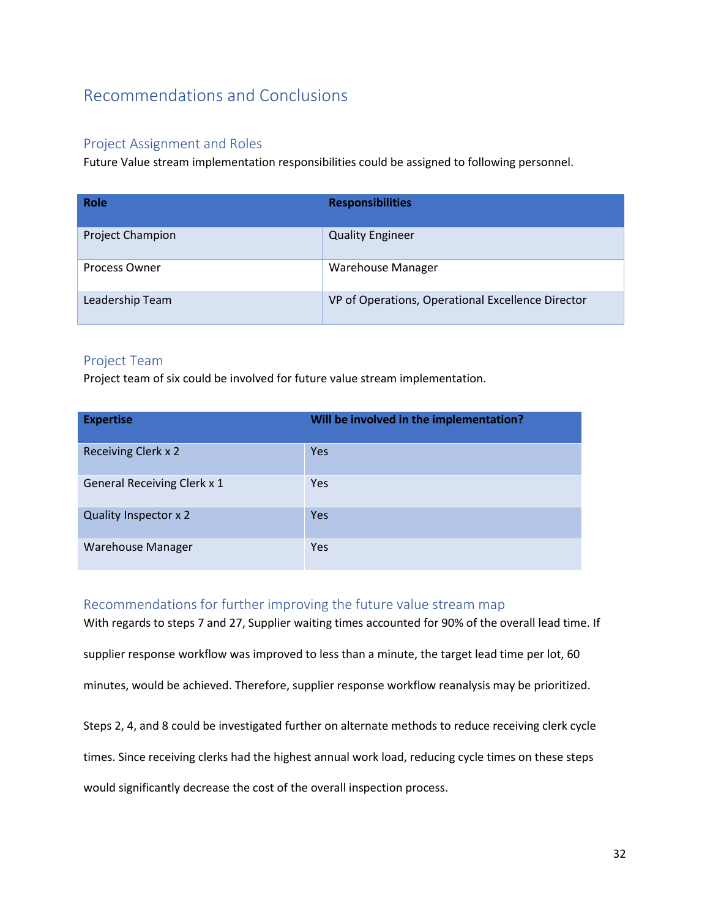# Recommendations and Conclusions

## Project Assignment and Roles

Future Value stream implementation responsibilities could be assigned to following personnel.

| Role | Responsibilities |
|---|---|
| Project Champion | Quality Engineer |
| Process Owner | Warehouse Manager |
| Leadership Team | VP of Operations, Operational Excellence Director |

## Project Team

Project team of six could be involved for future value stream implementation.

| Expertise | Will be involved in the implementation? |
|---|---|
| Receiving Clerk x 2 | Yes |
| General Receiving Clerk x 1 | Yes |
| Quality Inspector x 2 | Yes |
| Warehouse Manager | Yes |

## Recommendations for further improving the future value stream map

With regards to steps 7 and 27, Supplier waiting times accounted for 90% of the overall lead time. If supplier response workflow was improved to less than a minute, the target lead time per lot, 60 minutes, would be achieved. Therefore, supplier response workflow reanalysis may be prioritized.

Steps 2, 4, and 8 could be investigated further on alternate methods to reduce receiving clerk cycle times. Since receiving clerks had the highest annual work load, reducing cycle times on these steps would significantly decrease the cost of the overall inspection process.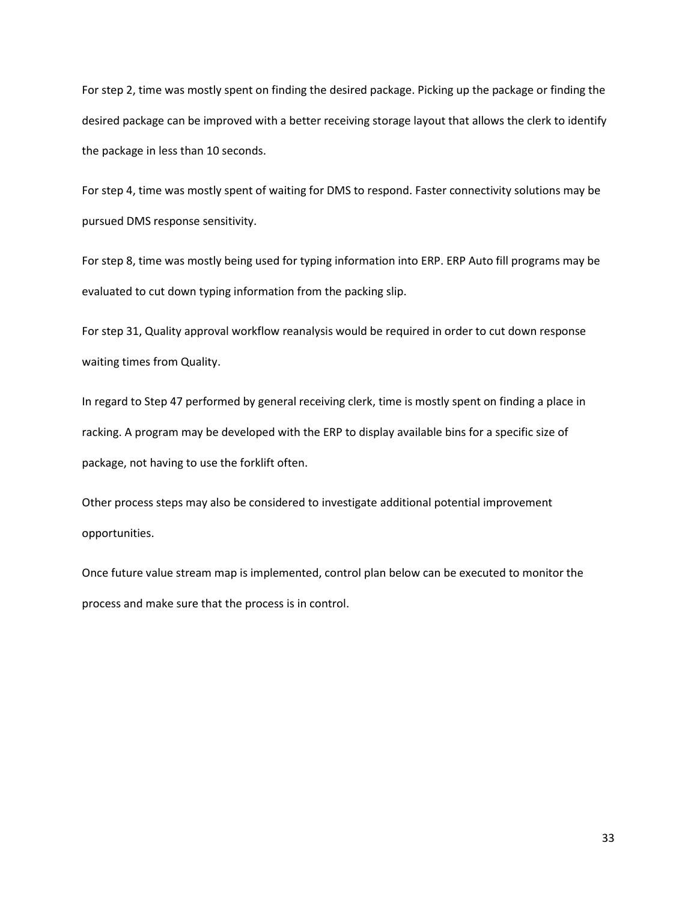For step 2, time was mostly spent on finding the desired package. Picking up the package or finding the desired package can be improved with a better receiving storage layout that allows the clerk to identify the package in less than 10 seconds.

For step 4, time was mostly spent of waiting for DMS to respond. Faster connectivity solutions may be pursued DMS response sensitivity.

For step 8, time was mostly being used for typing information into ERP. ERP Auto fill programs may be evaluated to cut down typing information from the packing slip.

For step 31, Quality approval workflow reanalysis would be required in order to cut down response waiting times from Quality.

In regard to Step 47 performed by general receiving clerk, time is mostly spent on finding a place in racking. A program may be developed with the ERP to display available bins for a specific size of package, not having to use the forklift often.

Other process steps may also be considered to investigate additional potential improvement opportunities.

Once future value stream map is implemented, control plan below can be executed to monitor the process and make sure that the process is in control.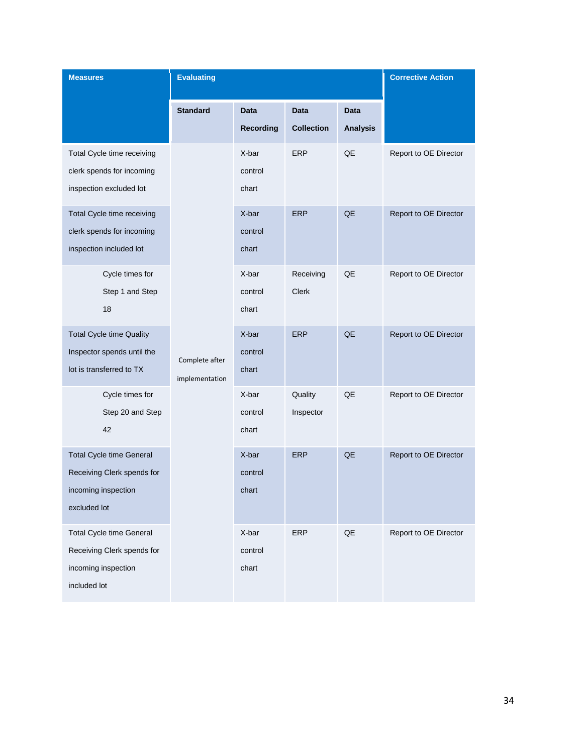| Measures | Evaluating | | | | Corrective Action |
|---|---|---|---|---|---|
| | Standard | Data Recording | Data Collection | Data Analysis | |
| Total Cycle time receiving clerk spends for incoming inspection excluded lot | Complete after implementation | X-bar control chart | ERP | QE | Report to OE Director |
| Total Cycle time receiving clerk spends for incoming inspection included lot | | X-bar control chart | ERP | QE | Report to OE Director |
| Cycle times for Step 1 and Step 18 | | X-bar control chart | Receiving Clerk | QE | Report to OE Director |
| Total Cycle time Quality Inspector spends until the lot is transferred to TX | | X-bar control chart | ERP | QE | Report to OE Director |
| Cycle times for Step 20 and Step 42 | | X-bar control chart | Quality Inspector | QE | Report to OE Director |
| Total Cycle time General Receiving Clerk spends for incoming inspection excluded lot | | X-bar control chart | ERP | QE | Report to OE Director |
| Total Cycle time General Receiving Clerk spends for incoming inspection included lot | | X-bar control chart | ERP | QE | Report to OE Director |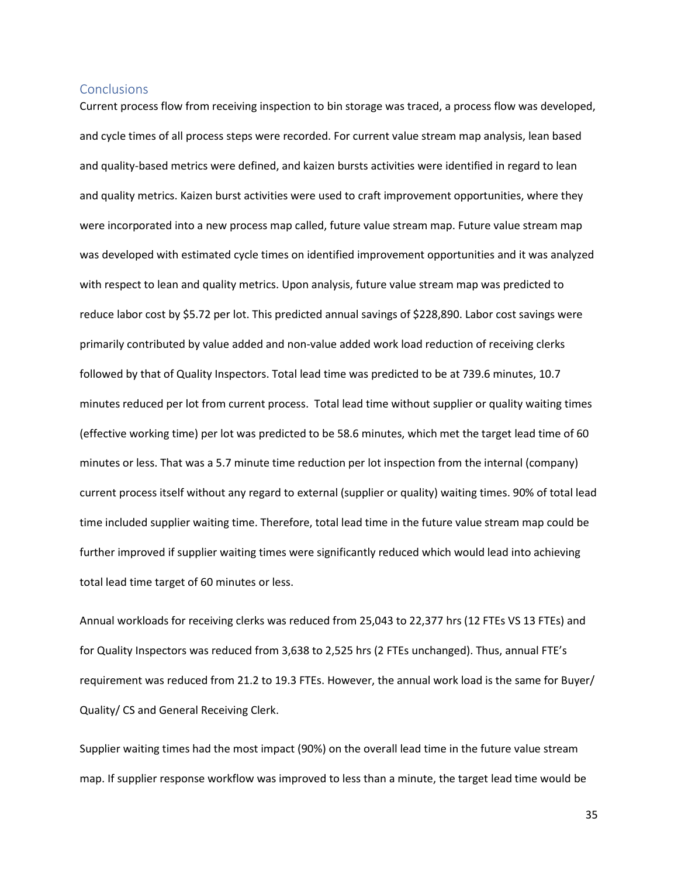## Conclusions

Current process flow from receiving inspection to bin storage was traced, a process flow was developed, and cycle times of all process steps were recorded. For current value stream map analysis, lean based and quality-based metrics were defined, and kaizen bursts activities were identified in regard to lean and quality metrics. Kaizen burst activities were used to craft improvement opportunities, where they were incorporated into a new process map called, future value stream map. Future value stream map was developed with estimated cycle times on identified improvement opportunities and it was analyzed with respect to lean and quality metrics. Upon analysis, future value stream map was predicted to reduce labor cost by $5.72 per lot. This predicted annual savings of $228,890. Labor cost savings were primarily contributed by value added and non-value added work load reduction of receiving clerks followed by that of Quality Inspectors. Total lead time was predicted to be at 739.6 minutes, 10.7 minutes reduced per lot from current process. Total lead time without supplier or quality waiting times (effective working time) per lot was predicted to be 58.6 minutes, which met the target lead time of 60 minutes or less. That was a 5.7 minute time reduction per lot inspection from the internal (company) current process itself without any regard to external (supplier or quality) waiting times. 90% of total lead time included supplier waiting time. Therefore, total lead time in the future value stream map could be further improved if supplier waiting times were significantly reduced which would lead into achieving total lead time target of 60 minutes or less.

Annual workloads for receiving clerks was reduced from 25,043 to 22,377 hrs (12 FTEs VS 13 FTEs) and for Quality Inspectors was reduced from 3,638 to 2,525 hrs (2 FTEs unchanged). Thus, annual FTE's requirement was reduced from 21.2 to 19.3 FTEs. However, the annual work load is the same for Buyer/ Quality/ CS and General Receiving Clerk.

Supplier waiting times had the most impact (90%) on the overall lead time in the future value stream map. If supplier response workflow was improved to less than a minute, the target lead time would be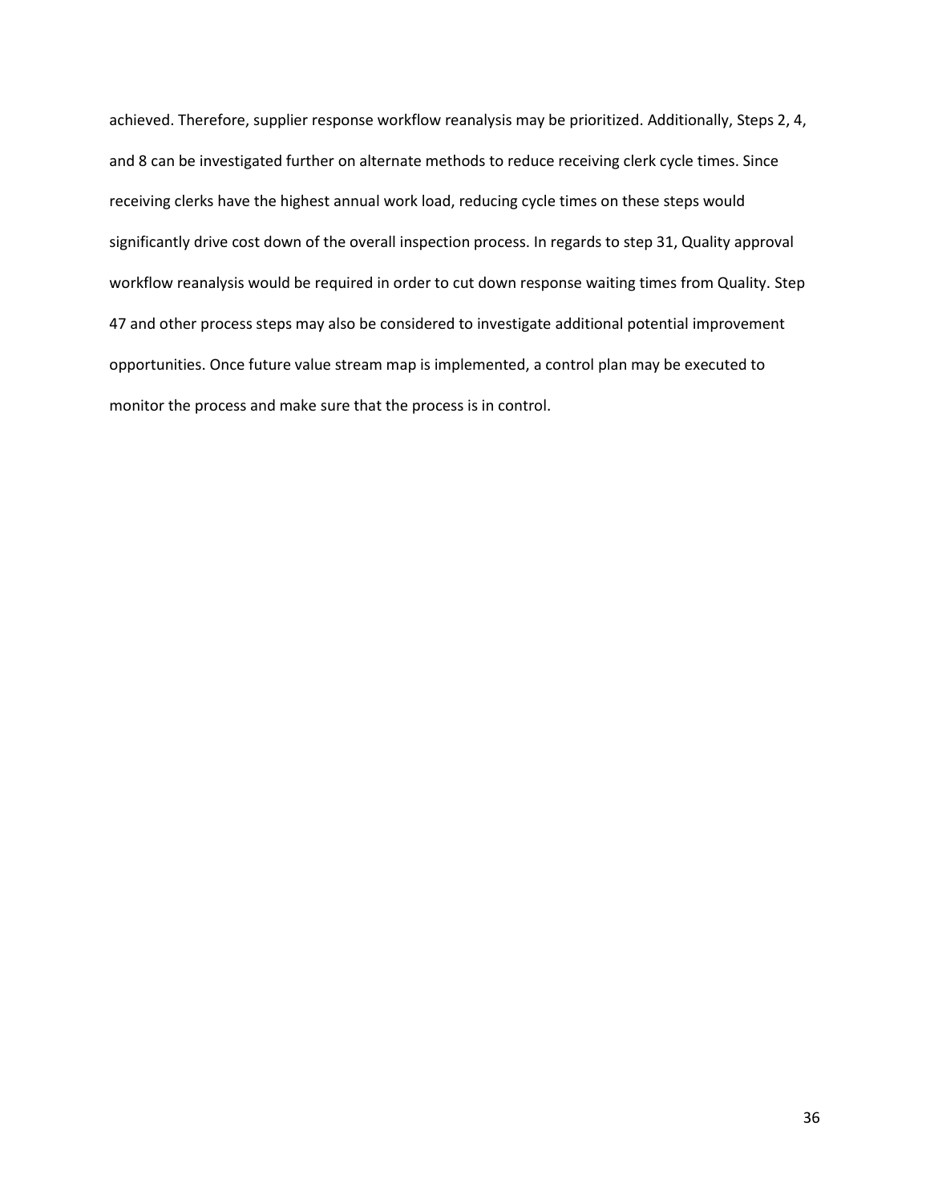achieved. Therefore, supplier response workflow reanalysis may be prioritized. Additionally, Steps 2, 4, and 8 can be investigated further on alternate methods to reduce receiving clerk cycle times. Since receiving clerks have the highest annual work load, reducing cycle times on these steps would significantly drive cost down of the overall inspection process. In regards to step 31, Quality approval workflow reanalysis would be required in order to cut down response waiting times from Quality. Step 47 and other process steps may also be considered to investigate additional potential improvement opportunities. Once future value stream map is implemented, a control plan may be executed to monitor the process and make sure that the process is in control.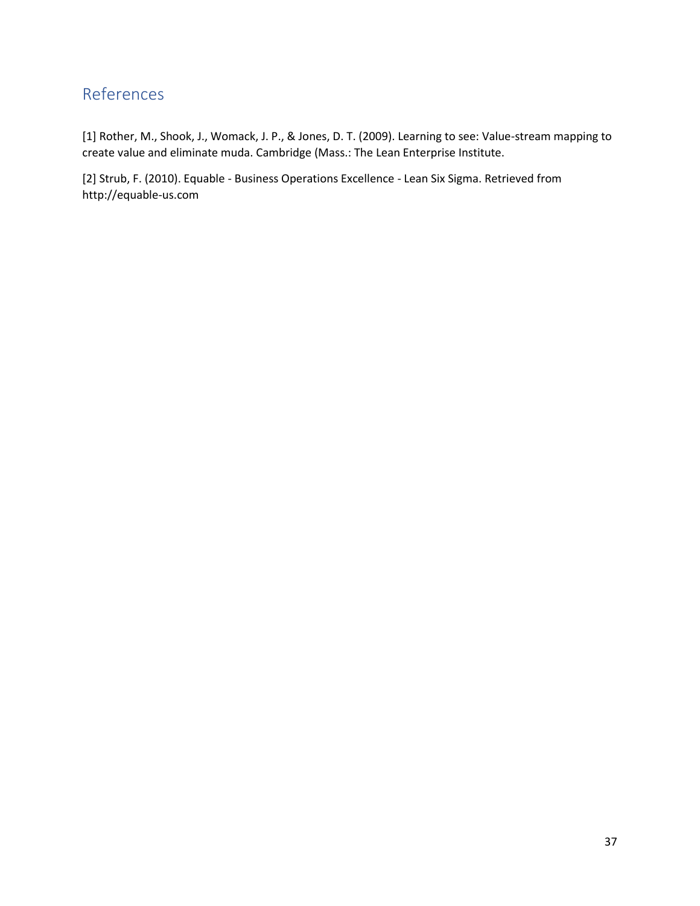# References

[1] Rother, M., Shook, J., Womack, J. P., & Jones, D. T. (2009). Learning to see: Value-stream mapping to create value and eliminate muda. Cambridge (Mass.: The Lean Enterprise Institute.

[2] Strub, F. (2010). Equable - Business Operations Excellence - Lean Six Sigma. Retrieved from http://equable-us.com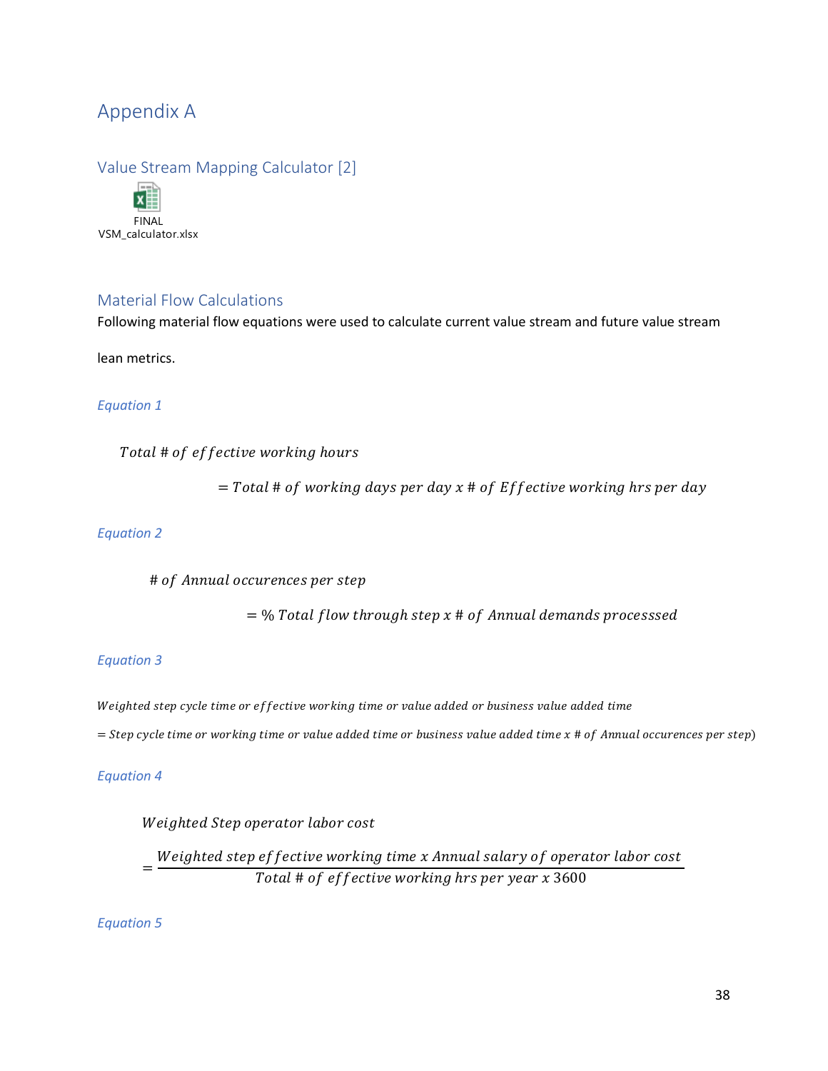# Appendix A

## Value Stream Mapping Calculator [2]

FINAL VSM_calculator.xlsx

## Material Flow Calculations

Following material flow equations were used to calculate current value stream and future value stream lean metrics.

*Equation 1*

$$Total\ \#\ of\ effective\ working\ hours = Total\ \#\ of\ working\ days\ per\ day\ x\ \#\ of\ Effective\ working\ hrs\ per\ day$$

*Equation 2*

$$\#\ of\ Annual\ occurences\ per\ step = \%\ Total\ flow\ through\ step\ x\ \#\ of\ Annual\ demands\ processsed$$

*Equation 3*

$$Weighted\ step\ cycle\ time\ or\ effective\ working\ time\ or\ value\ added\ or\ business\ value\ added\ time$$
$$= Step\ cycle\ time\ or\ working\ time\ or\ value\ added\ time\ or\ business\ value\ added\ time\ x\ \#\ of\ Annual\ occurences\ per\ step)$$

*Equation 4*

$$Weighted\ Step\ operator\ labor\ cost = \frac{Weighted\ step\ effective\ working\ time\ x\ Annual\ salary\ of\ operator\ labor\ cost}{Total\ \#\ of\ effective\ working\ hrs\ per\ year\ x\ 3600}$$

*Equation 5*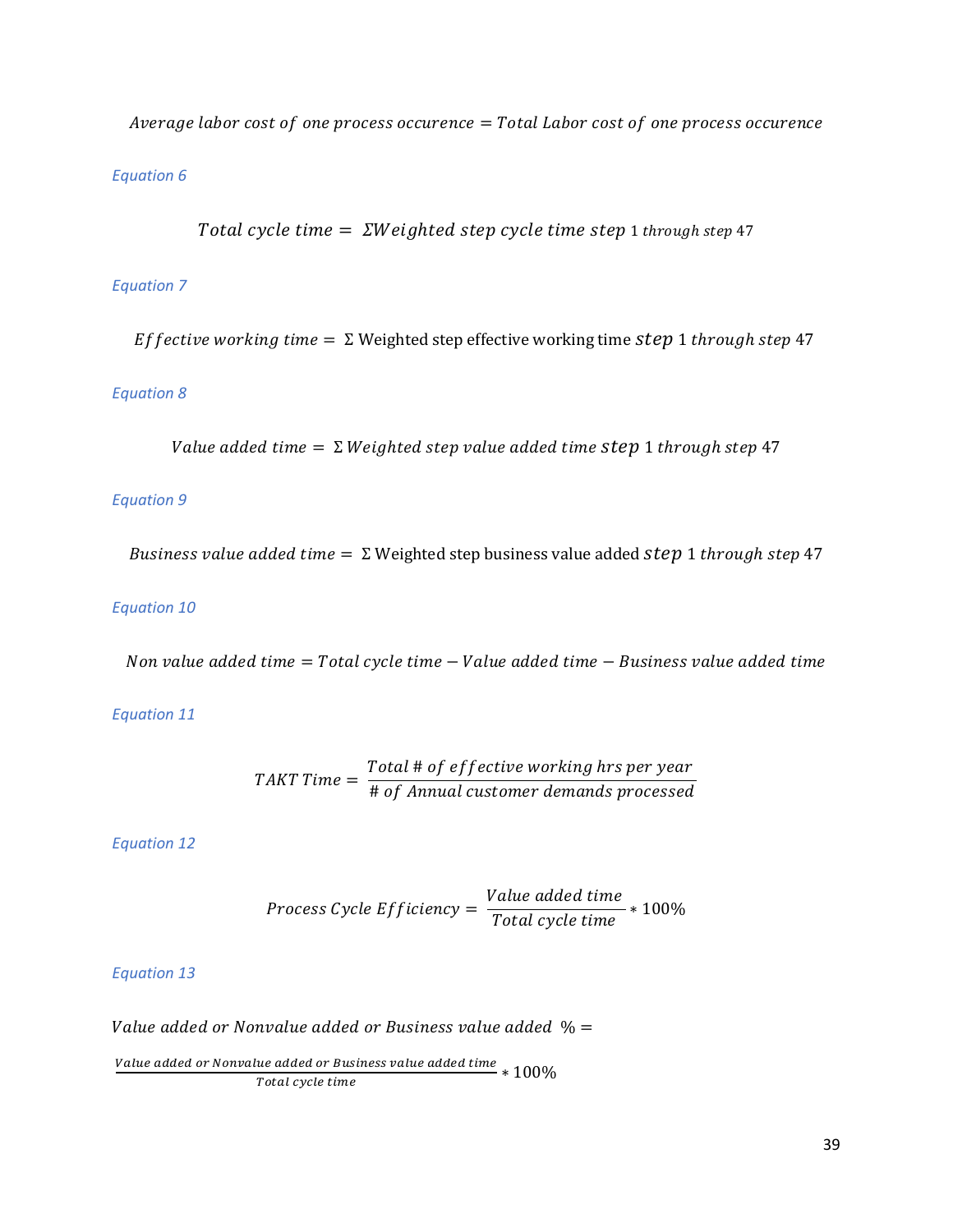$$Average\ labor\ cost\ of\ one\ process\ occurence = Total\ Labor\ cost\ of\ one\ process\ occurence$$

*Equation 6*

$$Total\ cycle\ time = \Sigma Weighted\ step\ cycle\ time\ step\ 1\ through\ step\ 47$$

*Equation 7*

$$Effective\ working\ time = \Sigma\ \text{Weighted step effective working time}\ step\ 1\ through\ step\ 47$$

*Equation 8*

$$Value\ added\ time = \Sigma\ Weighted\ step\ value\ added\ time\ step\ 1\ through\ step\ 47$$

*Equation 9*

$$Business\ value\ added\ time = \Sigma\ \text{Weighted step business value added}\ step\ 1\ through\ step\ 47$$

*Equation 10*

$$Non\ value\ added\ time = Total\ cycle\ time - Value\ added\ time - Business\ value\ added\ time$$

*Equation 11*

$$TAKT\ Time = \frac{Total\ \#\ of\ effective\ working\ hrs\ per\ year}{\#\ of\ Annual\ customer\ demands\ processed}$$

*Equation 12*

$$Process\ Cycle\ Efficiency = \frac{Value\ added\ time}{Total\ cycle\ time} * 100\%$$

*Equation 13*

$$Value\ added\ or\ Nonvalue\ added\ or\ Business\ value\ added\ \% = \frac{Value\ added\ or\ Nonvalue\ added\ or\ Business\ value\ added\ time}{Total\ cycle\ time} * 100\%$$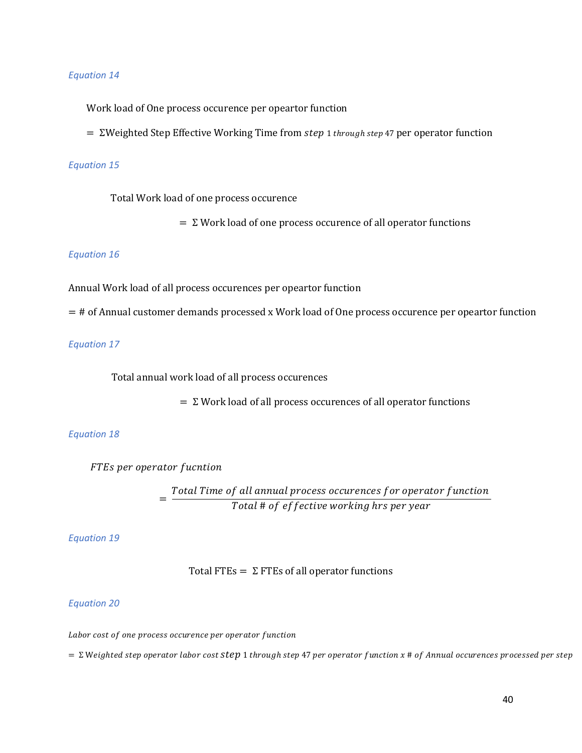*Equation 14*

Work load of One process occurence per opeartor function

$$= \Sigma \text{Weighted Step Effective Working Time from } step\ 1\ through\ step\ 47 \text{ per operator function}$$

*Equation 15*

Total Work load of one process occurence

$$= \Sigma \text{ Work load of one process occurence of all operator functions}$$

*Equation 16*

Annual Work load of all process occurences per opeartor function

= # of Annual customer demands processed x Work load of One process occurence per opeartor function

*Equation 17*

Total annual work load of all process occurences

$$= \Sigma \text{ Work load of all process occurences of all operator functions}$$

*Equation 18*

$$FTEs\ per\ operator\ fucntion$$

$$= \frac{Total\ Time\ of\ all\ annual\ process\ occurences\ for\ operator\ function}{Total\ \#\ of\ effective\ working\ hrs\ per\ year}$$

*Equation 19*

$$\text{Total FTEs} = \Sigma \text{ FTEs of all operator functions}$$

*Equation 20*

$$Labor\ cost\ of\ one\ process\ occurence\ per\ operator\ function$$

$$= \Sigma\ Weighted\ step\ operator\ labor\ cost\ step\ 1\ through\ step\ 47\ per\ operator\ function\ x\ \#\ of\ Annual\ occurences\ processed\ per\ step$$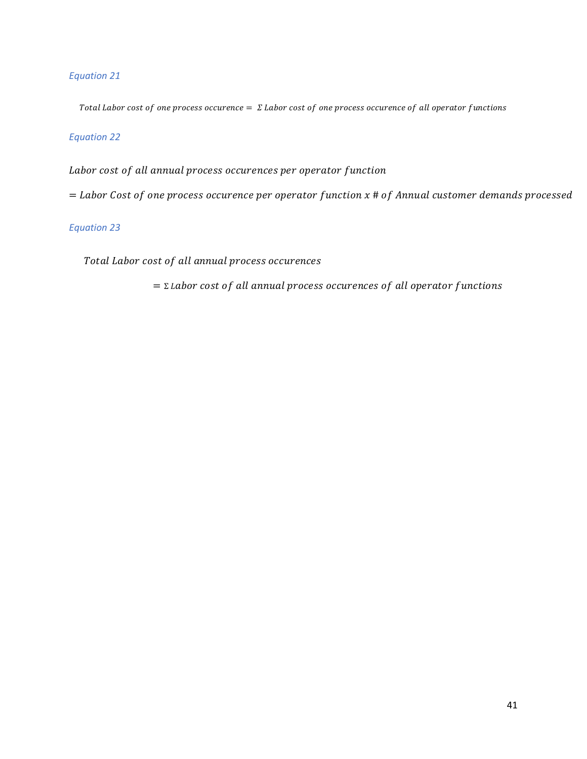*Equation 21*

$$Total\ Labor\ cost\ of\ one\ process\ occurence = \ \Sigma\ Labor\ cost\ of\ one\ process\ occurence\ of\ all\ operator\ functions$$

*Equation 22*

$$Labor\ cost\ of\ all\ annual\ process\ occurences\ per\ operator\ function$$

$$= Labor\ Cost\ of\ one\ process\ occurence\ per\ operator\ function\ x\ \#\ of\ Annual\ customer\ demands\ processed$$

*Equation 23*

$$Total\ Labor\ cost\ of\ all\ annual\ process\ occurences$$

$$= \Sigma\ Labor\ cost\ of\ all\ annual\ process\ occurences\ of\ all\ operator\ functions$$